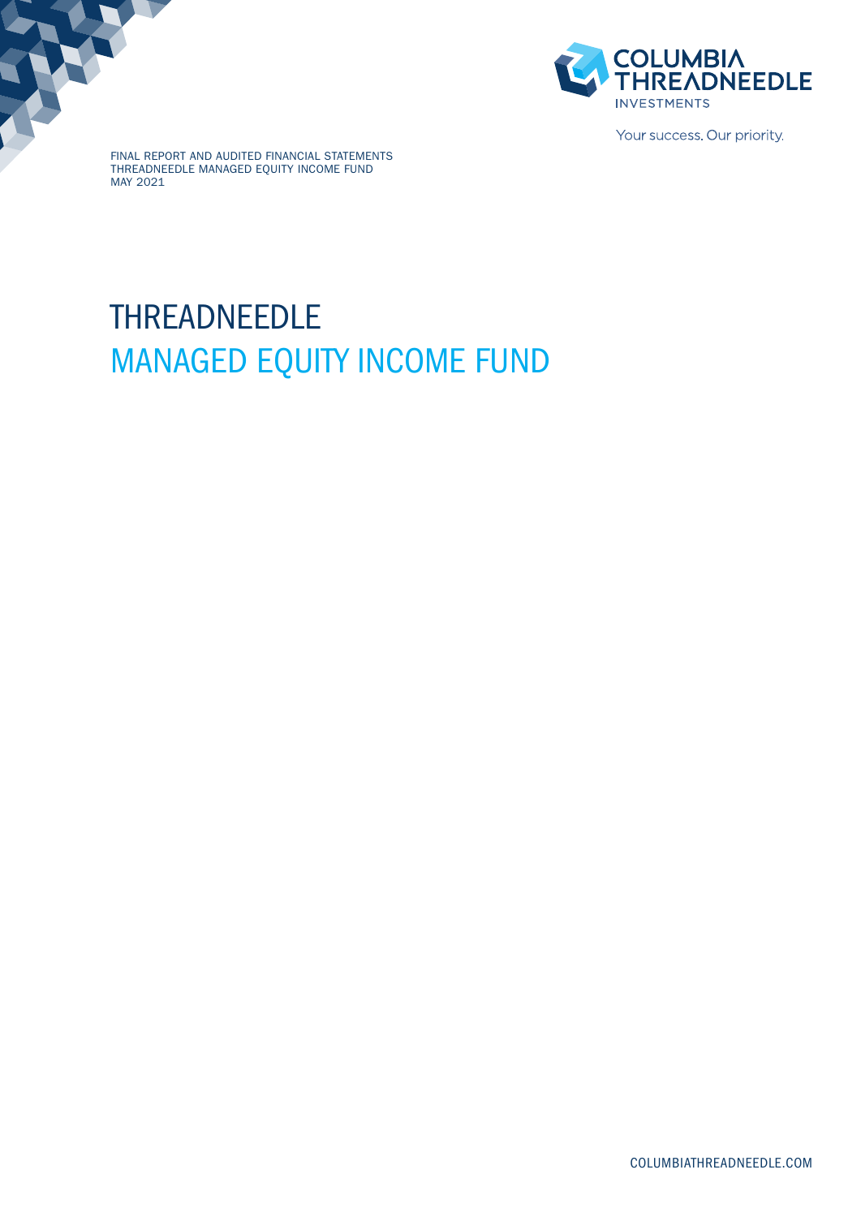COLUMBIA THREADNEEDLE INVESTMENTS

Your success. Our priority.

FINAL REPORT AND AUDITED FINANCIAL STATEMENTS
THREADNEEDLE MANAGED EQUITY INCOME FUND
MAY 2021

# THREADNEEDLE
# MANAGED EQUITY INCOME FUND

COLUMBIATHREADNEEDLE.COM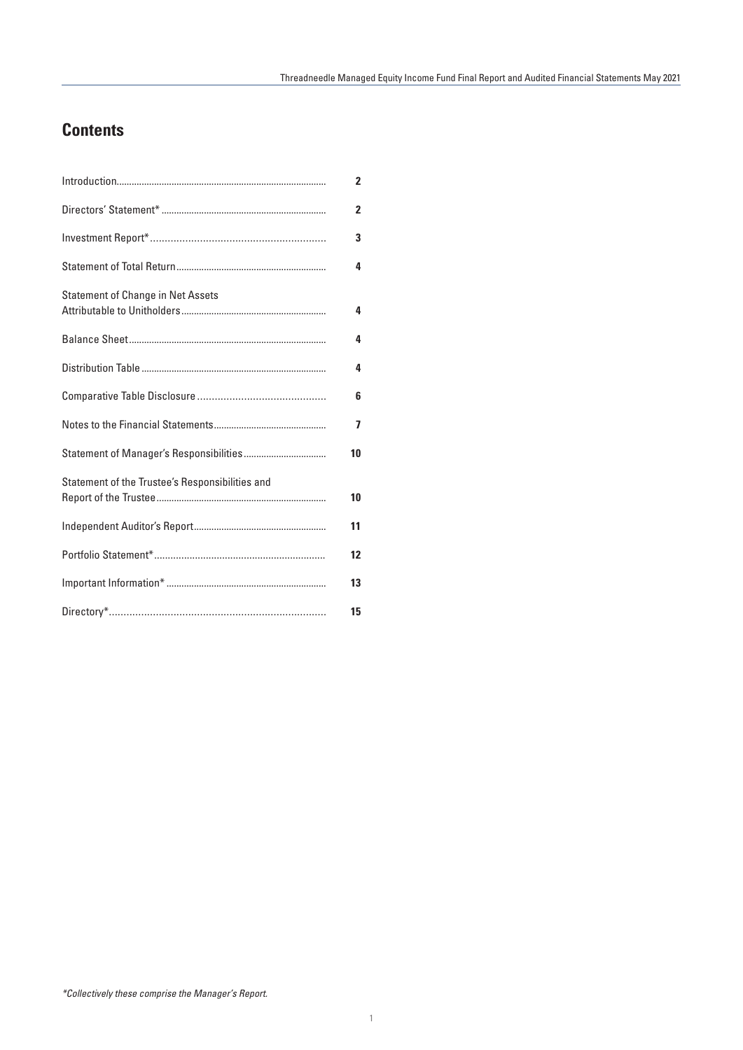# Contents

| | |
|---|---|
| Introduction | 2 |
| Directors' Statement* | 2 |
| Investment Report* | 3 |
| Statement of Total Return | 4 |
| Statement of Change in Net Assets Attributable to Unitholders | 4 |
| Balance Sheet | 4 |
| Distribution Table | 4 |
| Comparative Table Disclosure | 6 |
| Notes to the Financial Statements | 7 |
| Statement of Manager's Responsibilities | 10 |
| Statement of the Trustee's Responsibilities and Report of the Trustee | 10 |
| Independent Auditor's Report | 11 |
| Portfolio Statement* | 12 |
| Important Information* | 13 |
| Directory* | 15 |

*\*Collectively these comprise the Manager's Report.*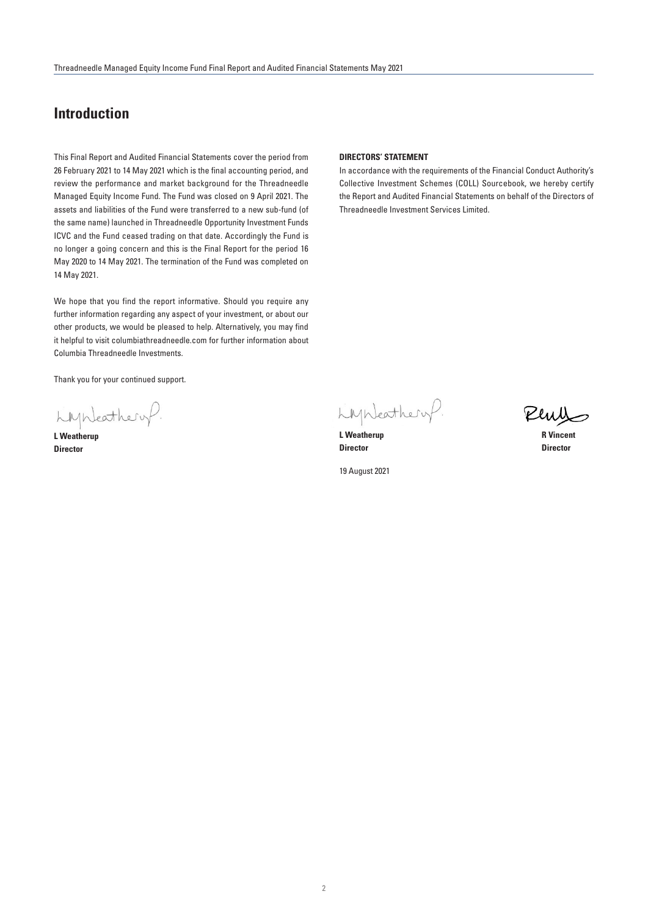# Introduction

This Final Report and Audited Financial Statements cover the period from 26 February 2021 to 14 May 2021 which is the final accounting period, and review the performance and market background for the Threadneedle Managed Equity Income Fund. The Fund was closed on 9 April 2021. The assets and liabilities of the Fund were transferred to a new sub-fund (of the same name) launched in Threadneedle Opportunity Investment Funds ICVC and the Fund ceased trading on that date. Accordingly the Fund is no longer a going concern and this is the Final Report for the period 16 May 2020 to 14 May 2021. The termination of the Fund was completed on 14 May 2021.

We hope that you find the report informative. Should you require any further information regarding any aspect of your investment, or about our other products, we would be pleased to help. Alternatively, you may find it helpful to visit columbiathreadneedle.com for further information about Columbia Threadneedle Investments.

Thank you for your continued support.

**L Weatherup**
**Director**

**DIRECTORS' STATEMENT**

In accordance with the requirements of the Financial Conduct Authority's Collective Investment Schemes (COLL) Sourcebook, we hereby certify the Report and Audited Financial Statements on behalf of the Directors of Threadneedle Investment Services Limited.

**L Weatherup**
**Director**

**R Vincent**
**Director**

19 August 2021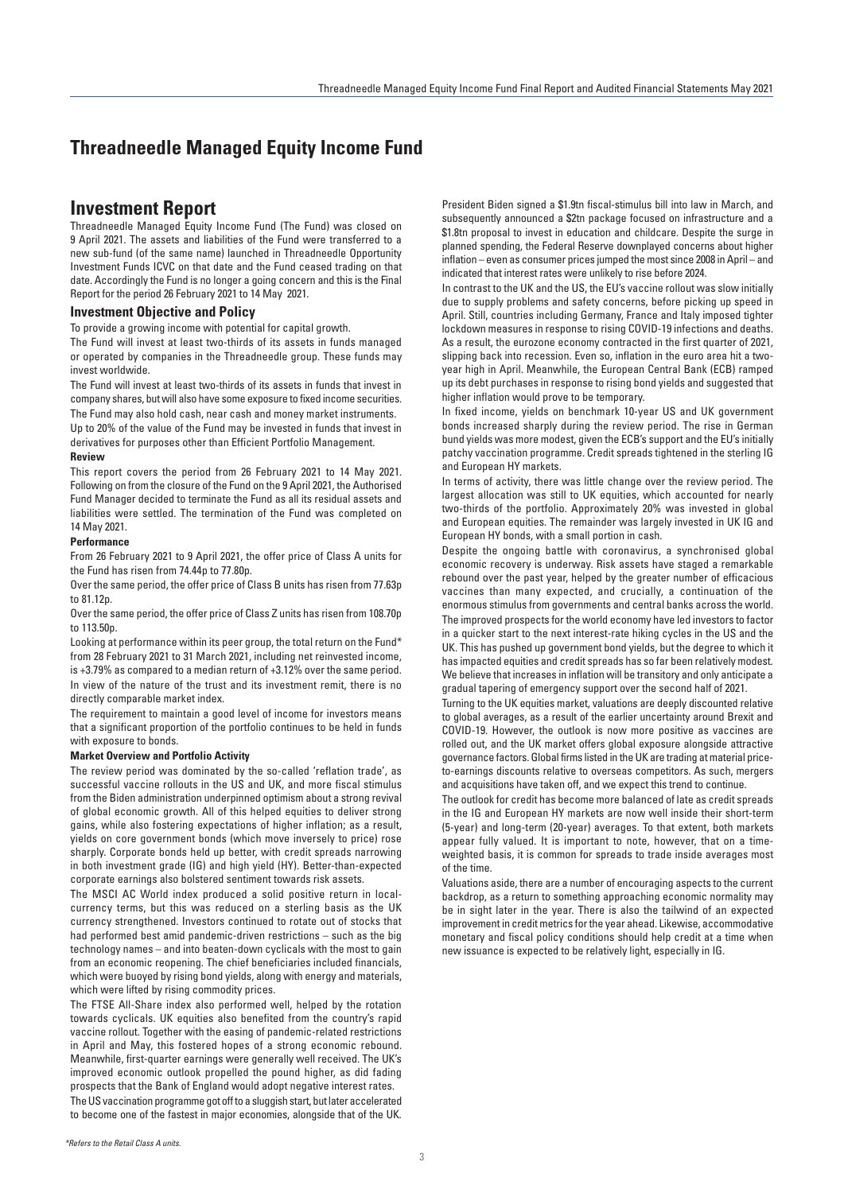# Threadneedle Managed Equity Income Fund

## Investment Report

Threadneedle Managed Equity Income Fund (The Fund) was closed on 9 April 2021. The assets and liabilities of the Fund were transferred to a new sub-fund (of the same name) launched in Threadneedle Opportunity Investment Funds ICVC on that date and the Fund ceased trading on that date. Accordingly the Fund is no longer a going concern and this is the Final Report for the period 26 February 2021 to 14 May 2021.

### Investment Objective and Policy

To provide a growing income with potential for capital growth.

The Fund will invest at least two-thirds of its assets in funds managed or operated by companies in the Threadneedle group. These funds may invest worldwide.

The Fund will invest at least two-thirds of its assets in funds that invest in company shares, but will also have some exposure to fixed income securities.

The Fund may also hold cash, near cash and money market instruments.

Up to 20% of the value of the Fund may be invested in funds that invest in derivatives for purposes other than Efficient Portfolio Management.

**Review**

This report covers the period from 26 February 2021 to 14 May 2021. Following on from the closure of the Fund on the 9 April 2021, the Authorised Fund Manager decided to terminate the Fund as all its residual assets and liabilities were settled. The termination of the Fund was completed on 14 May 2021.

**Performance**

From 26 February 2021 to 9 April 2021, the offer price of Class A units for the Fund has risen from 74.44p to 77.80p.

Over the same period, the offer price of Class B units has risen from 77.63p to 81.12p.

Over the same period, the offer price of Class Z units has risen from 108.70p to 113.50p.

Looking at performance within its peer group, the total return on the Fund* from 28 February 2021 to 31 March 2021, including net reinvested income, is +3.79% as compared to a median return of +3.12% over the same period.

In view of the nature of the trust and its investment remit, there is no directly comparable market index.

The requirement to maintain a good level of income for investors means that a significant proportion of the portfolio continues to be held in funds with exposure to bonds.

**Market Overview and Portfolio Activity**

The review period was dominated by the so-called 'reflation trade', as successful vaccine rollouts in the US and UK, and more fiscal stimulus from the Biden administration underpinned optimism about a strong revival of global economic growth. All of this helped equities to deliver strong gains, while also fostering expectations of higher inflation; as a result, yields on core government bonds (which move inversely to price) rose sharply. Corporate bonds held up better, with credit spreads narrowing in both investment grade (IG) and high yield (HY). Better-than-expected corporate earnings also bolstered sentiment towards risk assets.

The MSCI AC World index produced a solid positive return in local-currency terms, but this was reduced on a sterling basis as the UK currency strengthened. Investors continued to rotate out of stocks that had performed best amid pandemic-driven restrictions – such as the big technology names – and into beaten-down cyclicals with the most to gain from an economic reopening. The chief beneficiaries included financials, which were buoyed by rising bond yields, along with energy and materials, which were lifted by rising commodity prices.

The FTSE All-Share index also performed well, helped by the rotation towards cyclicals. UK equities also benefited from the country's rapid vaccine rollout. Together with the easing of pandemic-related restrictions in April and May, this fostered hopes of a strong economic rebound. Meanwhile, first-quarter earnings were generally well received. The UK's improved economic outlook propelled the pound higher, as did fading prospects that the Bank of England would adopt negative interest rates.

The US vaccination programme got off to a sluggish start, but later accelerated to become one of the fastest in major economies, alongside that of the UK.

President Biden signed a $1.9tn fiscal-stimulus bill into law in March, and subsequently announced a $2tn package focused on infrastructure and a $1.8tn proposal to invest in education and childcare. Despite the surge in planned spending, the Federal Reserve downplayed concerns about higher inflation – even as consumer prices jumped the most since 2008 in April – and indicated that interest rates were unlikely to rise before 2024.

In contrast to the UK and the US, the EU's vaccine rollout was slow initially due to supply problems and safety concerns, before picking up speed in April. Still, countries including Germany, France and Italy imposed tighter lockdown measures in response to rising COVID-19 infections and deaths. As a result, the eurozone economy contracted in the first quarter of 2021, slipping back into recession. Even so, inflation in the euro area hit a two-year high in April. Meanwhile, the European Central Bank (ECB) ramped up its debt purchases in response to rising bond yields and suggested that higher inflation would prove to be temporary.

In fixed income, yields on benchmark 10-year US and UK government bonds increased sharply during the review period. The rise in German bund yields was more modest, given the ECB's support and the EU's initially patchy vaccination programme. Credit spreads tightened in the sterling IG and European HY markets.

In terms of activity, there was little change over the review period. The largest allocation was still to UK equities, which accounted for nearly two-thirds of the portfolio. Approximately 20% was invested in global and European equities. The remainder was largely invested in UK IG and European HY bonds, with a small portion in cash.

Despite the ongoing battle with coronavirus, a synchronised global economic recovery is underway. Risk assets have staged a remarkable rebound over the past year, helped by the greater number of efficacious vaccines than many expected, and crucially, a continuation of the enormous stimulus from governments and central banks across the world.

The improved prospects for the world economy have led investors to factor in a quicker start to the next interest-rate hiking cycles in the US and the UK. This has pushed up government bond yields, but the degree to which it has impacted equities and credit spreads has so far been relatively modest. We believe that increases in inflation will be transitory and only anticipate a gradual tapering of emergency support over the second half of 2021.

Turning to the UK equities market, valuations are deeply discounted relative to global averages, as a result of the earlier uncertainty around Brexit and COVID-19. However, the outlook is now more positive as vaccines are rolled out, and the UK market offers global exposure alongside attractive governance factors. Global firms listed in the UK are trading at material price-to-earnings discounts relative to overseas competitors. As such, mergers and acquisitions have taken off, and we expect this trend to continue.

The outlook for credit has become more balanced of late as credit spreads in the IG and European HY markets are now well inside their short-term (5-year) and long-term (20-year) averages. To that extent, both markets appear fully valued. It is important to note, however, that on a time-weighted basis, it is common for spreads to trade inside averages most of the time.

Valuations aside, there are a number of encouraging aspects to the current backdrop, as a return to something approaching economic normality may be in sight later in the year. There is also the tailwind of an expected improvement in credit metrics for the year ahead. Likewise, accommodative monetary and fiscal policy conditions should help credit at a time when new issuance is expected to be relatively light, especially in IG.

*Refers to the Retail Class A units.*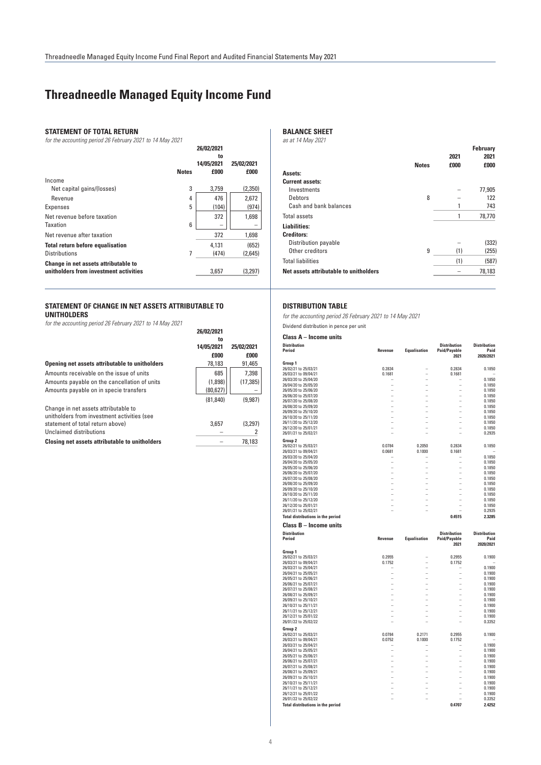# Threadneedle Managed Equity Income Fund

## STATEMENT OF TOTAL RETURN

*for the accounting period 26 February 2021 to 14 May 2021*

| | Notes | 26/02/2021 to 14/05/2021 £000 | 25/02/2021 £000 |
|---|---|---|---|
| Income | | | |
| Net capital gains/(losses) | 3 | 3,759 | (2,350) |
| Revenue | 4 | 476 | 2,672 |
| Expenses | 5 | (104) | (974) |
| Net revenue before taxation | | 372 | 1,698 |
| Taxation | 6 | – | – |
| Net revenue after taxation | | 372 | 1,698 |
| **Total return before equalisation** | | 4,131 | (652) |
| Distributions | 7 | (474) | (2,645) |
| **Change in net assets attributable to unitholders from investment activities** | | 3,657 | (3,297) |

## STATEMENT OF CHANGE IN NET ASSETS ATTRIBUTABLE TO UNITHOLDERS

*for the accounting period 26 February 2021 to 14 May 2021*

| | 26/02/2021 to 14/05/2021 £000 | 25/02/2021 £000 |
|---|---|---|
| **Opening net assets attributable to unitholders** | 78,183 | 91,465 |
| Amounts receivable on the issue of units | 685 | 7,398 |
| Amounts payable on the cancellation of units | (1,898) | (17,385) |
| Amounts payable on in specie transfers | (80,627) | – |
| | (81,840) | (9,987) |
| Change in net assets attributable to unitholders from investment activities (see statement of total return above) | 3,657 | (3,297) |
| Unclaimed distributions | – | 2 |
| **Closing net assets attributable to unitholders** | – | 78,183 |

## BALANCE SHEET

*as at 14 May 2021*

| | Notes | 2021 £000 | February 2021 £000 |
|---|---|---|---|
| **Assets:** | | | |
| **Current assets:** | | | |
| Investments | | – | 77,905 |
| Debtors | 8 | – | 122 |
| Cash and bank balances | | 1 | 743 |
| Total assets | | 1 | 78,770 |
| **Liabilities:** | | | |
| **Creditors:** | | | |
| Distribution payable | | – | (332) |
| Other creditors | 9 | (1) | (255) |
| Total liabilities | | (1) | (587) |
| **Net assets attributable to unitholders** | | – | 78,183 |

## DISTRIBUTION TABLE

*for the accounting period 26 February 2021 to 14 May 2021*

Dividend distribution in pence per unit

### Class A – Income units

| Distribution Period | Revenue | Equalisation | Distribution Paid/Payable 2021 | Distribution Paid 2020/2021 |
|---|---|---|---|---|
| **Group 1** | | | | |
| 26/02/21 to 25/03/21 | 0.2834 | – | 0.2834 | 0.1850 |
| 26/03/21 to 09/04/21 | 0.1681 | – | 0.1681 | – |
| 26/03/20 to 25/04/20 | – | – | – | 0.1850 |
| 26/04/20 to 25/05/20 | – | – | – | 0.1850 |
| 26/05/20 to 25/06/20 | – | – | – | 0.1850 |
| 26/06/20 to 25/07/20 | – | – | – | 0.1850 |
| 26/07/20 to 25/08/20 | – | – | – | 0.1850 |
| 26/08/20 to 25/09/20 | – | – | – | 0.1850 |
| 26/09/20 to 25/10/20 | – | – | – | 0.1850 |
| 26/10/20 to 25/11/20 | – | – | – | 0.1850 |
| 26/11/20 to 25/12/20 | – | – | – | 0.1850 |
| 26/12/20 to 25/01/21 | – | – | – | 0.1850 |
| 26/01/21 to 25/02/21 | – | – | – | 0.2935 |
| **Group 2** | | | | |
| 26/02/21 to 25/03/21 | 0.0784 | 0.2050 | 0.2834 | 0.1850 |
| 26/03/21 to 09/04/21 | 0.0681 | 0.1000 | 0.1681 | – |
| 26/03/20 to 25/04/20 | – | – | – | 0.1850 |
| 26/04/20 to 25/05/20 | – | – | – | 0.1850 |
| 26/05/20 to 25/06/20 | – | – | – | 0.1850 |
| 26/06/20 to 25/07/20 | – | – | – | 0.1850 |
| 26/07/20 to 25/08/20 | – | – | – | 0.1850 |
| 26/08/20 to 25/09/20 | – | – | – | 0.1850 |
| 26/09/20 to 25/10/20 | – | – | – | 0.1850 |
| 26/10/20 to 25/11/20 | – | – | – | 0.1850 |
| 26/11/20 to 25/12/20 | – | – | – | 0.1850 |
| 26/12/20 to 25/01/21 | – | – | – | 0.1850 |
| 26/01/21 to 25/02/21 | – | – | – | 0.2935 |
| **Total distributions in the period** | | | **0.4515** | **2.3285** |

### Class B – Income units

| Distribution Period | Revenue | Equalisation | Distribution Paid/Payable 2021 | Distribution Paid 2020/2021 |
|---|---|---|---|---|
| **Group 1** | | | | |
| 26/02/21 to 25/03/21 | 0.2955 | – | 0.2955 | 0.1900 |
| 26/03/21 to 09/04/21 | 0.1752 | – | 0.1752 | – |
| 26/03/21 to 25/04/21 | – | – | – | 0.1900 |
| 26/04/21 to 25/05/21 | – | – | – | 0.1900 |
| 26/05/21 to 25/06/21 | – | – | – | 0.1900 |
| 26/06/21 to 25/07/21 | – | – | – | 0.1900 |
| 26/07/21 to 25/08/21 | – | – | – | 0.1900 |
| 26/08/21 to 25/09/21 | – | – | – | 0.1900 |
| 26/09/21 to 25/10/21 | – | – | – | 0.1900 |
| 26/10/21 to 25/11/21 | – | – | – | 0.1900 |
| 26/11/21 to 25/12/21 | – | – | – | 0.1900 |
| 26/12/21 to 25/01/22 | – | – | – | 0.1900 |
| 26/01/22 to 25/02/22 | – | – | – | 0.3352 |
| **Group 2** | | | | |
| 26/02/21 to 25/03/21 | 0.0784 | 0.2171 | 0.2955 | 0.1900 |
| 26/03/21 to 09/04/21 | 0.0752 | 0.1000 | 0.1752 | – |
| 26/03/21 to 25/04/21 | – | – | – | 0.1900 |
| 26/04/21 to 25/05/21 | – | – | – | 0.1900 |
| 26/05/21 to 25/06/21 | – | – | – | 0.1900 |
| 26/06/21 to 25/07/21 | – | – | – | 0.1900 |
| 26/07/21 to 25/08/21 | – | – | – | 0.1900 |
| 26/08/21 to 25/09/21 | – | – | – | 0.1900 |
| 26/09/21 to 25/10/21 | – | – | – | 0.1900 |
| 26/10/21 to 25/11/21 | – | – | – | 0.1900 |
| 26/11/21 to 25/12/21 | – | – | – | 0.1900 |
| 26/12/21 to 25/01/22 | – | – | – | 0.1900 |
| 26/01/22 to 25/02/22 | – | – | – | 0.3352 |
| **Total distributions in the period** | | | **0.4707** | **2.4252** |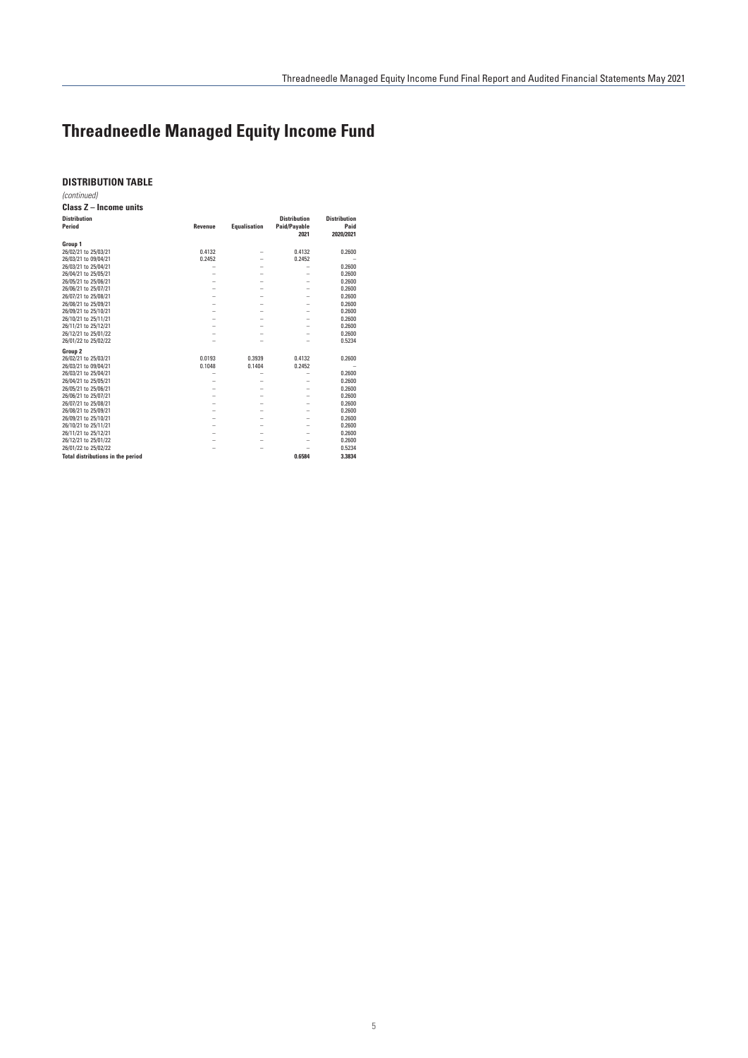# Threadneedle Managed Equity Income Fund

**DISTRIBUTION TABLE**

*(continued)*

**Class Z – Income units**

| Distribution Period | Revenue | Equalisation | Distribution Paid/Payable 2021 | Distribution Paid 2020/2021 |
|---|---|---|---|---|
| **Group 1** | | | | |
| 26/02/21 to 25/03/21 | 0.4132 | – | 0.4132 | 0.2600 |
| 26/03/21 to 09/04/21 | 0.2452 | – | 0.2452 | – |
| 26/03/21 to 25/04/21 | – | – | – | 0.2600 |
| 26/04/21 to 25/05/21 | – | – | – | 0.2600 |
| 26/05/21 to 25/06/21 | – | – | – | 0.2600 |
| 26/06/21 to 25/07/21 | – | – | – | 0.2600 |
| 26/07/21 to 25/08/21 | – | – | – | 0.2600 |
| 26/08/21 to 25/09/21 | – | – | – | 0.2600 |
| 26/09/21 to 25/10/21 | – | – | – | 0.2600 |
| 26/10/21 to 25/11/21 | – | – | – | 0.2600 |
| 26/11/21 to 25/12/21 | – | – | – | 0.2600 |
| 26/12/21 to 25/01/22 | – | – | – | 0.2600 |
| 26/01/22 to 25/02/22 | – | – | – | 0.5234 |
| **Group 2** | | | | |
| 26/02/21 to 25/03/21 | 0.0193 | 0.3939 | 0.4132 | 0.2600 |
| 26/03/21 to 09/04/21 | 0.1048 | 0.1404 | 0.2452 | – |
| 26/03/21 to 25/04/21 | – | – | – | 0.2600 |
| 26/04/21 to 25/05/21 | – | – | – | 0.2600 |
| 26/05/21 to 25/06/21 | – | – | – | 0.2600 |
| 26/06/21 to 25/07/21 | – | – | – | 0.2600 |
| 26/07/21 to 25/08/21 | – | – | – | 0.2600 |
| 26/08/21 to 25/09/21 | – | – | – | 0.2600 |
| 26/09/21 to 25/10/21 | – | – | – | 0.2600 |
| 26/10/21 to 25/11/21 | – | – | – | 0.2600 |
| 26/11/21 to 25/12/21 | – | – | – | 0.2600 |
| 26/12/21 to 25/01/22 | – | – | – | 0.2600 |
| 26/01/22 to 25/02/22 | – | – | – | 0.5234 |
| **Total distributions in the period** | | | **0.6584** | **3.3834** |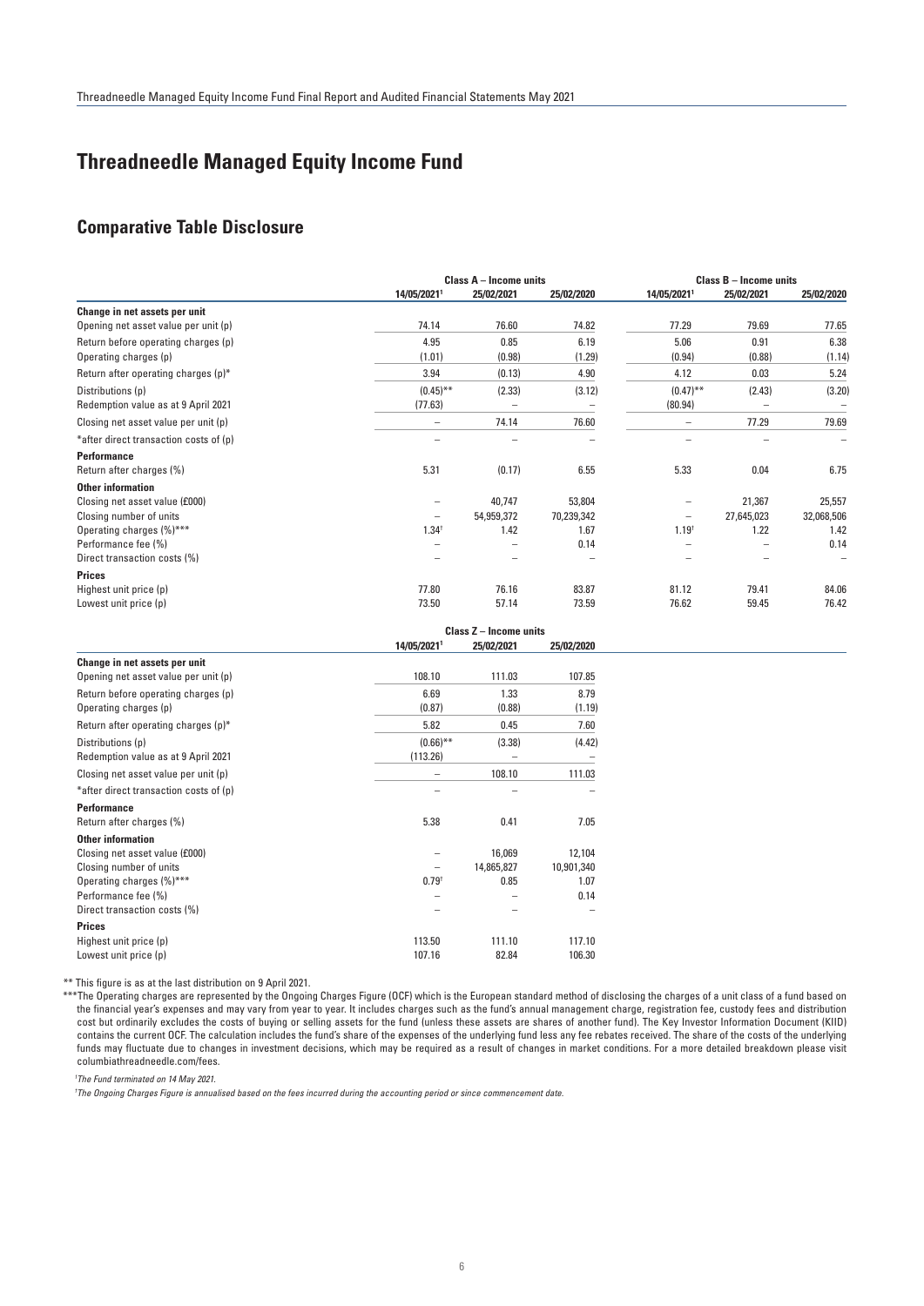# Threadneedle Managed Equity Income Fund

## Comparative Table Disclosure

| | Class A – Income units | | | Class B – Income units | | |
|---|---|---|---|---|---|---|
| | 14/05/2021[1] | 25/02/2021 | 25/02/2020 | 14/05/2021[1] | 25/02/2021 | 25/02/2020 |
| **Change in net assets per unit** | | | | | | |
| Opening net asset value per unit (p) | 74.14 | 76.60 | 74.82 | 77.29 | 79.69 | 77.65 |
| Return before operating charges (p) | 4.95 | 0.85 | 6.19 | 5.06 | 0.91 | 6.38 |
| Operating charges (p) | (1.01) | (0.98) | (1.29) | (0.94) | (0.88) | (1.14) |
| Return after operating charges (p)* | 3.94 | (0.13) | 4.90 | 4.12 | 0.03 | 5.24 |
| Distributions (p) | (0.45)** | (2.33) | (3.12) | (0.47)** | (2.43) | (3.20) |
| Redemption value as at 9 April 2021 | (77.63) | – | – | (80.94) | – | – |
| Closing net asset value per unit (p) | – | 74.14 | 76.60 | – | 77.29 | 79.69 |
| *after direct transaction costs of (p) | – | – | – | – | – | – |
| **Performance** | | | | | | |
| Return after charges (%) | 5.31 | (0.17) | 6.55 | 5.33 | 0.04 | 6.75 |
| **Other information** | | | | | | |
| Closing net asset value (£000) | – | 40,747 | 53,804 | – | 21,367 | 25,557 |
| Closing number of units | – | 54,959,372 | 70,239,342 | – | 27,645,023 | 32,068,506 |
| Operating charges (%)*** | 1.34[†] | 1.42 | 1.67 | 1.19[†] | 1.22 | 1.42 |
| Performance fee (%) | – | – | 0.14 | – | – | 0.14 |
| Direct transaction costs (%) | – | – | – | – | – | – |
| **Prices** | | | | | | |
| Highest unit price (p) | 77.80 | 76.16 | 83.87 | 81.12 | 79.41 | 84.06 |
| Lowest unit price (p) | 73.50 | 57.14 | 73.59 | 76.62 | 59.45 | 76.42 |

| | Class Z – Income units | | |
|---|---|---|---|
| | 14/05/2021[1] | 25/02/2021 | 25/02/2020 |
| **Change in net assets per unit** | | | |
| Opening net asset value per unit (p) | 108.10 | 111.03 | 107.85 |
| Return before operating charges (p) | 6.69 | 1.33 | 8.79 |
| Operating charges (p) | (0.87) | (0.88) | (1.19) |
| Return after operating charges (p)* | 5.82 | 0.45 | 7.60 |
| Distributions (p) | (0.66)** | (3.38) | (4.42) |
| Redemption value as at 9 April 2021 | (113.26) | – | – |
| Closing net asset value per unit (p) | – | 108.10 | 111.03 |
| *after direct transaction costs of (p) | – | – | – |
| **Performance** | | | |
| Return after charges (%) | 5.38 | 0.41 | 7.05 |
| **Other information** | | | |
| Closing net asset value (£000) | – | 16,069 | 12,104 |
| Closing number of units | – | 14,865,827 | 10,901,340 |
| Operating charges (%)*** | 0.79[†] | 0.85 | 1.07 |
| Performance fee (%) | – | – | 0.14 |
| Direct transaction costs (%) | – | – | – |
| **Prices** | | | |
| Highest unit price (p) | 113.50 | 111.10 | 117.10 |
| Lowest unit price (p) | 107.16 | 82.84 | 106.30 |

** This figure is as at the last distribution on 9 April 2021.

***The Operating charges are represented by the Ongoing Charges Figure (OCF) which is the European standard method of disclosing the charges of a unit class of a fund based on the financial year's expenses and may vary from year to year. It includes charges such as the fund's annual management charge, registration fee, custody fees and distribution cost but ordinarily excludes the costs of buying or selling assets for the fund (unless these assets are shares of another fund). The Key Investor Information Document (KIID) contains the current OCF. The calculation includes the fund's share of the expenses of the underlying fund less any fee rebates received. The share of the costs of the underlying funds may fluctuate due to changes in investment decisions, which may be required as a result of changes in market conditions. For a more detailed breakdown please visit columbiathreadneedle.com/fees.

[1]*The Fund terminated on 14 May 2021.*

[†]*The Ongoing Charges Figure is annualised based on the fees incurred during the accounting period or since commencement date.*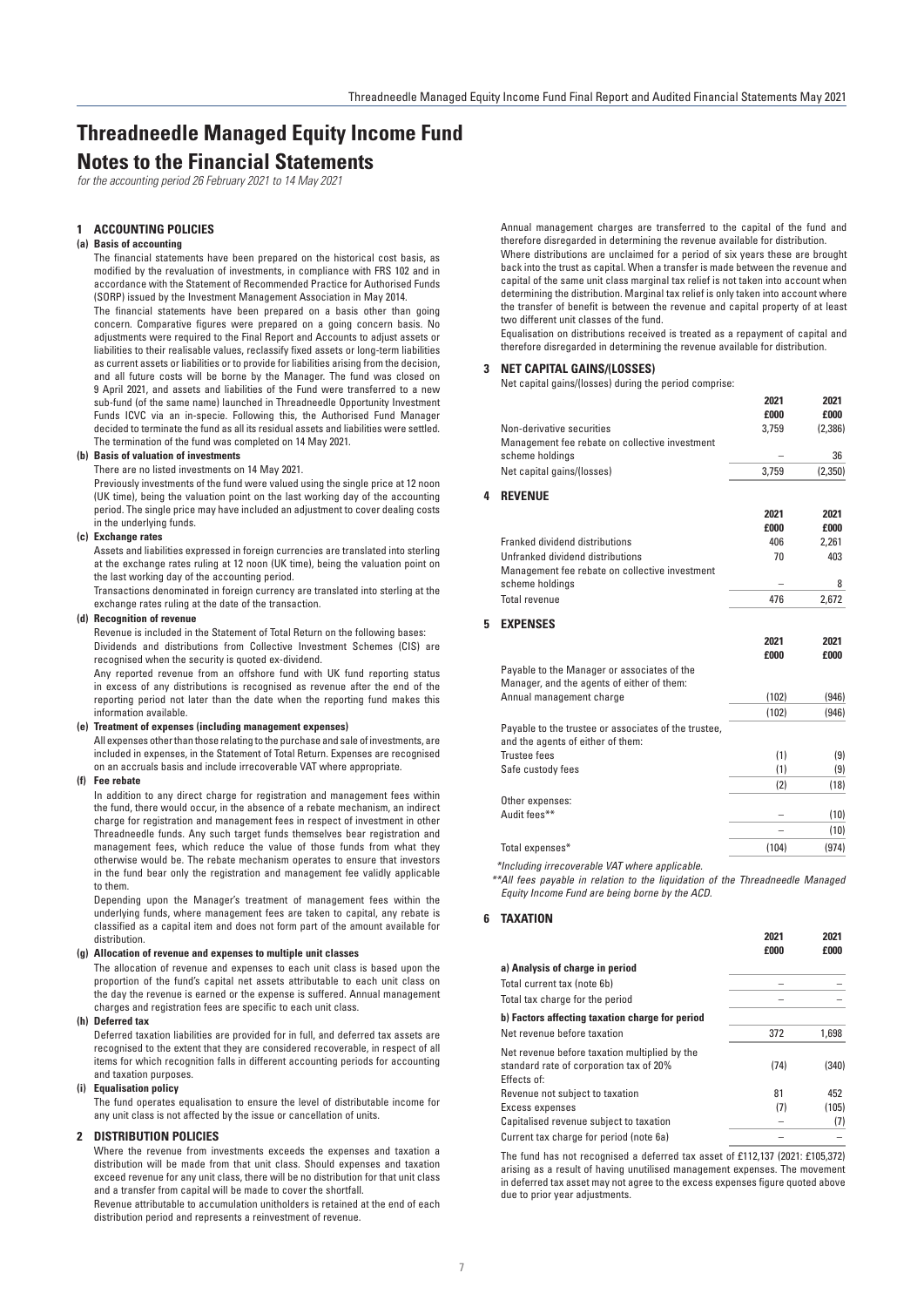# Threadneedle Managed Equity Income Fund

# Notes to the Financial Statements

*for the accounting period 26 February 2021 to 14 May 2021*

## 1 ACCOUNTING POLICIES

### (a) Basis of accounting

The financial statements have been prepared on the historical cost basis, as modified by the revaluation of investments, in compliance with FRS 102 and in accordance with the Statement of Recommended Practice for Authorised Funds (SORP) issued by the Investment Management Association in May 2014.

The financial statements have been prepared on a basis other than going concern. Comparative figures were prepared on a going concern basis. No adjustments were required to the Final Report and Accounts to adjust assets or liabilities to their realisable values, reclassify fixed assets or long-term liabilities as current assets or liabilities or to provide for liabilities arising from the decision, and all future costs will be borne by the Manager. The fund was closed on 9 April 2021, and assets and liabilities of the Fund were transferred to a new sub-fund (of the same name) launched in Threadneedle Opportunity Investment Funds ICVC via an in-specie. Following this, the Authorised Fund Manager decided to terminate the fund as all its residual assets and liabilities were settled. The termination of the fund was completed on 14 May 2021.

### (b) Basis of valuation of investments

There are no listed investments on 14 May 2021.

Previously investments of the fund were valued using the single price at 12 noon (UK time), being the valuation point on the last working day of the accounting period. The single price may have included an adjustment to cover dealing costs in the underlying funds.

### (c) Exchange rates

Assets and liabilities expressed in foreign currencies are translated into sterling at the exchange rates ruling at 12 noon (UK time), being the valuation point on the last working day of the accounting period.

Transactions denominated in foreign currency are translated into sterling at the exchange rates ruling at the date of the transaction.

### (d) Recognition of revenue

Revenue is included in the Statement of Total Return on the following bases:

Dividends and distributions from Collective Investment Schemes (CIS) are recognised when the security is quoted ex-dividend.

Any reported revenue from an offshore fund with UK fund reporting status in excess of any distributions is recognised as revenue after the end of the reporting period not later than the date when the reporting fund makes this information available.

### (e) Treatment of expenses (including management expenses)

All expenses other than those relating to the purchase and sale of investments, are included in expenses, in the Statement of Total Return. Expenses are recognised on an accruals basis and include irrecoverable VAT where appropriate.

### (f) Fee rebate

In addition to any direct charge for registration and management fees within the fund, there would occur, in the absence of a rebate mechanism, an indirect charge for registration and management fees in respect of investment in other Threadneedle funds. Any such target funds themselves bear registration and management fees, which reduce the value of those funds from what they otherwise would be. The rebate mechanism operates to ensure that investors in the fund bear only the registration and management fee validly applicable to them.

Depending upon the Manager's treatment of management fees within the underlying funds, where management fees are taken to capital, any rebate is classified as a capital item and does not form part of the amount available for distribution.

### (g) Allocation of revenue and expenses to multiple unit classes

The allocation of revenue and expenses to each unit class is based upon the proportion of the fund's capital net assets attributable to each unit class on the day the revenue is earned or the expense is suffered. Annual management charges and registration fees are specific to each unit class.

### (h) Deferred tax

Deferred taxation liabilities are provided for in full, and deferred tax assets are recognised to the extent that they are considered recoverable, in respect of all items for which recognition falls in different accounting periods for accounting and taxation purposes.

### (i) Equalisation policy

The fund operates equalisation to ensure the level of distributable income for any unit class is not affected by the issue or cancellation of units.

## 2 DISTRIBUTION POLICIES

Where the revenue from investments exceeds the expenses and taxation a distribution will be made from that unit class. Should expenses and taxation exceed revenue for any unit class, there will be no distribution for that unit class and a transfer from capital will be made to cover the shortfall.

Revenue attributable to accumulation unitholders is retained at the end of each distribution period and represents a reinvestment of revenue.

Annual management charges are transferred to the capital of the fund and therefore disregarded in determining the revenue available for distribution.

Where distributions are unclaimed for a period of six years these are brought back into the trust as capital. When a transfer is made between the revenue and capital of the same unit class marginal tax relief is not taken into account when determining the distribution. Marginal tax relief is only taken into account where the transfer of benefit is between the revenue and capital property of at least two different unit classes of the fund.

Equalisation on distributions received is treated as a repayment of capital and therefore disregarded in determining the revenue available for distribution.

## 3 NET CAPITAL GAINS/(LOSSES)

Net capital gains/(losses) during the period comprise:

| | 2021 £000 | 2021 £000 |
|---|---|---|
| Non-derivative securities | 3,759 | (2,386) |
| Management fee rebate on collective investment scheme holdings | – | 36 |
| Net capital gains/(losses) | 3,759 | (2,350) |

## 4 REVENUE

| | 2021 £000 | 2021 £000 |
|---|---|---|
| Franked dividend distributions | 406 | 2,261 |
| Unfranked dividend distributions | 70 | 403 |
| Management fee rebate on collective investment scheme holdings | – | 8 |
| Total revenue | 476 | 2,672 |

## 5 EXPENSES

| | 2021 £000 | 2021 £000 |
|---|---|---|
| Payable to the Manager or associates of the Manager, and the agents of either of them: | | |
| Annual management charge | (102) | (946) |
| | (102) | (946) |
| Payable to the trustee or associates of the trustee, and the agents of either of them: | | |
| Trustee fees | (1) | (9) |
| Safe custody fees | (1) | (9) |
| | (2) | (18) |
| Other expenses: | | |
| Audit fees** | – | (10) |
| | – | (10) |
| Total expenses* | (104) | (974) |

*Including irrecoverable VAT where applicable.

**All fees payable in relation to the liquidation of the Threadneedle Managed Equity Income Fund are being borne by the ACD.

## 6 TAXATION

| | 2021 £000 | 2021 £000 |
|---|---|---|
| **a) Analysis of charge in period** | | |
| Total current tax (note 6b) | – | – |
| Total tax charge for the period | – | – |
| **b) Factors affecting taxation charge for period** | | |
| Net revenue before taxation | 372 | 1,698 |
| Net revenue before taxation multiplied by the standard rate of corporation tax of 20% | (74) | (340) |
| Effects of: | | |
| Revenue not subject to taxation | 81 | 452 |
| Excess expenses | (7) | (105) |
| Capitalised revenue subject to taxation | – | (7) |
| Current tax charge for period (note 6a) | – | – |

The fund has not recognised a deferred tax asset of £112,137 (2021: £105,372) arising as a result of having unutilised management expenses. The movement in deferred tax asset may not agree to the excess expenses figure quoted above due to prior year adjustments.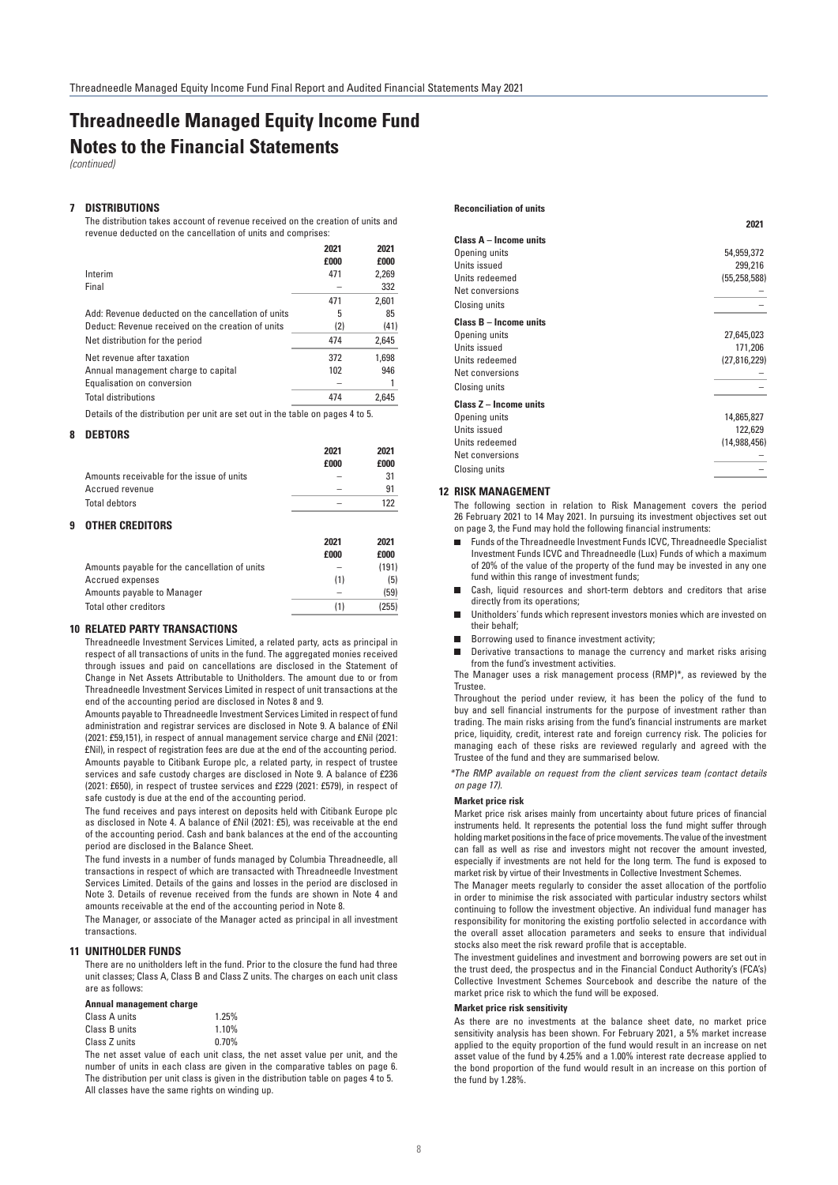# Threadneedle Managed Equity Income Fund

# Notes to the Financial Statements

*(continued)*

## 7 DISTRIBUTIONS

The distribution takes account of revenue received on the creation of units and revenue deducted on the cancellation of units and comprises:

| | 2021 £000 | 2021 £000 |
|---|---|---|
| Interim | 471 | 2,269 |
| Final | – | 332 |
| | 471 | 2,601 |
| Add: Revenue deducted on the cancellation of units | 5 | 85 |
| Deduct: Revenue received on the creation of units | (2) | (41) |
| Net distribution for the period | 474 | 2,645 |
| Net revenue after taxation | 372 | 1,698 |
| Annual management charge to capital | 102 | 946 |
| Equalisation on conversion | – | 1 |
| Total distributions | 474 | 2,645 |

Details of the distribution per unit are set out in the table on pages 4 to 5.

## 8 DEBTORS

| | 2021 £000 | 2021 £000 |
|---|---|---|
| Amounts receivable for the issue of units | – | 31 |
| Accrued revenue | – | 91 |
| Total debtors | – | 122 |

## 9 OTHER CREDITORS

| | 2021 £000 | 2021 £000 |
|---|---|---|
| Amounts payable for the cancellation of units | – | (191) |
| Accrued expenses | (1) | (5) |
| Amounts payable to Manager | – | (59) |
| Total other creditors | (1) | (255) |

## 10 RELATED PARTY TRANSACTIONS

Threadneedle Investment Services Limited, a related party, acts as principal in respect of all transactions of units in the fund. The aggregated monies received through issues and paid on cancellations are disclosed in the Statement of Change in Net Assets Attributable to Unitholders. The amount due to or from Threadneedle Investment Services Limited in respect of unit transactions at the end of the accounting period are disclosed in Notes 8 and 9.

Amounts payable to Threadneedle Investment Services Limited in respect of fund administration and registrar services are disclosed in Note 9. A balance of £Nil (2021: £59,151), in respect of annual management service charge and £Nil (2021: £Nil), in respect of registration fees are due at the end of the accounting period.

Amounts payable to Citibank Europe plc, a related party, in respect of trustee services and safe custody charges are disclosed in Note 9. A balance of £236 (2021: £650), in respect of trustee services and £229 (2021: £579), in respect of safe custody is due at the end of the accounting period.

The fund receives and pays interest on deposits held with Citibank Europe plc as disclosed in Note 4. A balance of £Nil (2021: £5), was receivable at the end of the accounting period. Cash and bank balances at the end of the accounting period are disclosed in the Balance Sheet.

The fund invests in a number of funds managed by Columbia Threadneedle, all transactions in respect of which are transacted with Threadneedle Investment Services Limited. Details of the gains and losses in the period are disclosed in Note 3. Details of revenue received from the funds are shown in Note 4 and amounts receivable at the end of the accounting period in Note 8.

The Manager, or associate of the Manager acted as principal in all investment transactions.

## 11 UNITHOLDER FUNDS

There are no unitholders left in the fund. Prior to the closure the fund had three unit classes; Class A, Class B and Class Z units. The charges on each unit class are as follows:

**Annual management charge**

| | |
|---|---|
| Class A units | 1.25% |
| Class B units | 1.10% |
| Class Z units | 0.70% |

The net asset value of each unit class, the net asset value per unit, and the number of units in each class are given in the comparative tables on page 6. The distribution per unit class is given in the distribution table on pages 4 to 5. All classes have the same rights on winding up.

**Reconciliation of units**

| | 2021 |
|---|---|
| **Class A – Income units** | |
| Opening units | 54,959,372 |
| Units issued | 299,216 |
| Units redeemed | (55,258,588) |
| Net conversions | – |
| Closing units | – |
| **Class B – Income units** | |
| Opening units | 27,645,023 |
| Units issued | 171,206 |
| Units redeemed | (27,816,229) |
| Net conversions | – |
| Closing units | – |
| **Class Z – Income units** | |
| Opening units | 14,865,827 |
| Units issued | 122,629 |
| Units redeemed | (14,988,456) |
| Net conversions | – |
| Closing units | – |

## 12 RISK MANAGEMENT

The following section in relation to Risk Management covers the period 26 February 2021 to 14 May 2021. In pursuing its investment objectives set out on page 3, the Fund may hold the following financial instruments:

- Funds of the Threadneedle Investment Funds ICVC, Threadneedle Specialist Investment Funds ICVC and Threadneedle (Lux) Funds of which a maximum of 20% of the value of the property of the fund may be invested in any one fund within this range of investment funds;
- Cash, liquid resources and short-term debtors and creditors that arise directly from its operations;
- Unitholders' funds which represent investors monies which are invested on their behalf;
- Borrowing used to finance investment activity;
- Derivative transactions to manage the currency and market risks arising from the fund's investment activities.

The Manager uses a risk management process (RMP)*, as reviewed by the Trustee.

Throughout the period under review, it has been the policy of the fund to buy and sell financial instruments for the purpose of investment rather than trading. The main risks arising from the fund's financial instruments are market price, liquidity, credit, interest rate and foreign currency risk. The policies for managing each of these risks are reviewed regularly and agreed with the Trustee of the fund and they are summarised below.

*\*The RMP available on request from the client services team (contact details on page 17).*

**Market price risk**

Market price risk arises mainly from uncertainty about future prices of financial instruments held. It represents the potential loss the fund might suffer through holding market positions in the face of price movements. The value of the investment can fall as well as rise and investors might not recover the amount invested, especially if investments are not held for the long term. The fund is exposed to market risk by virtue of their Investments in Collective Investment Schemes.

The Manager meets regularly to consider the asset allocation of the portfolio in order to minimise the risk associated with particular industry sectors whilst continuing to follow the investment objective. An individual fund manager has responsibility for monitoring the existing portfolio selected in accordance with the overall asset allocation parameters and seeks to ensure that individual stocks also meet the risk reward profile that is acceptable.

The investment guidelines and investment and borrowing powers are set out in the trust deed, the prospectus and in the Financial Conduct Authority's (FCA's) Collective Investment Schemes Sourcebook and describe the nature of the market price risk to which the fund will be exposed.

**Market price risk sensitivity**

As there are no investments at the balance sheet date, no market price sensitivity analysis has been shown. For February 2021, a 5% market increase applied to the equity proportion of the fund would result in an increase on net asset value of the fund by 4.25% and a 1.00% interest rate decrease applied to the bond proportion of the fund would result in an increase on this portion of the fund by 1.28%.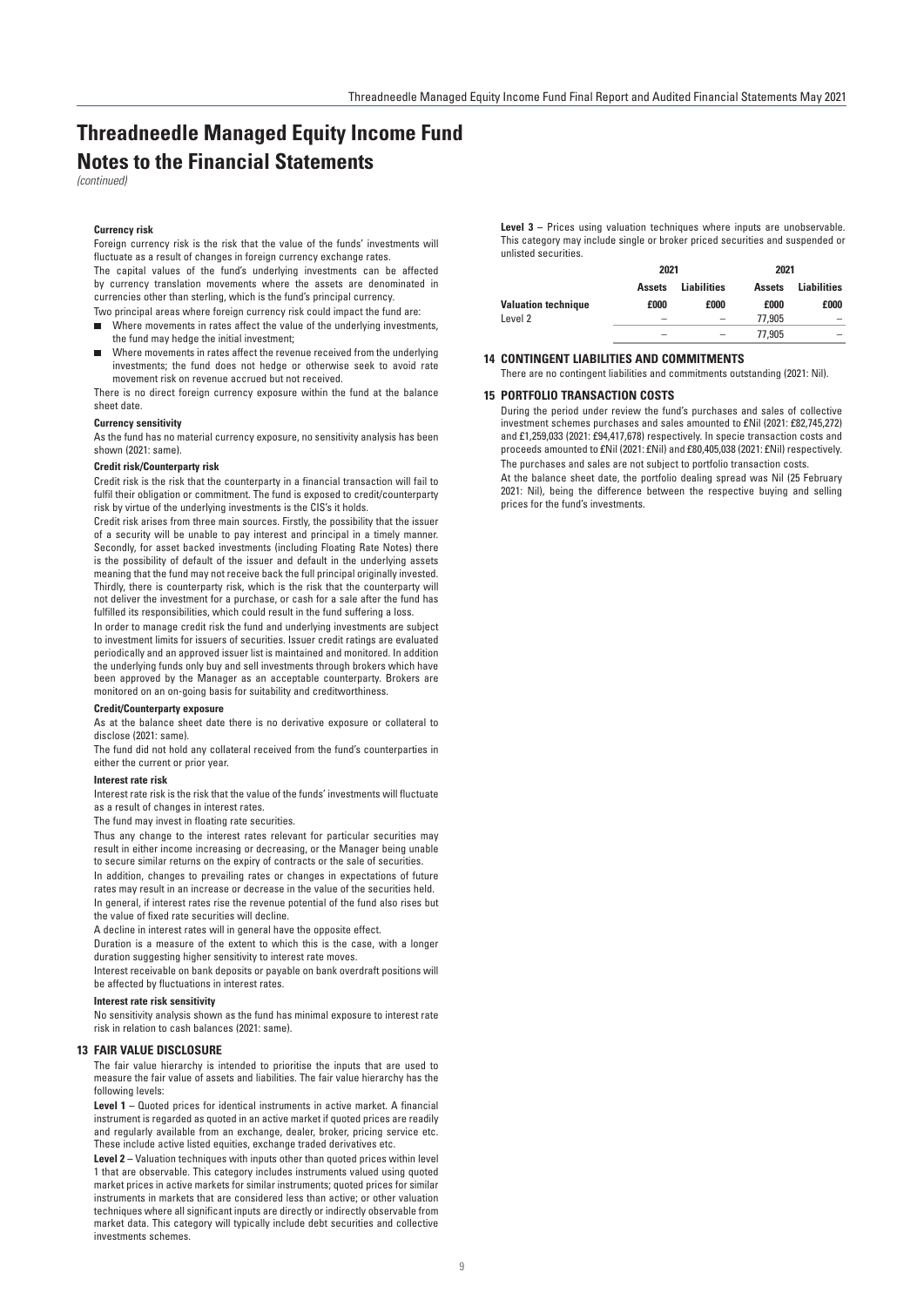# Threadneedle Managed Equity Income Fund

# Notes to the Financial Statements

*(continued)*

#### Currency risk

Foreign currency risk is the risk that the value of the funds' investments will fluctuate as a result of changes in foreign currency exchange rates.

The capital values of the fund's underlying investments can be affected by currency translation movements where the assets are denominated in currencies other than sterling, which is the fund's principal currency.

Two principal areas where foreign currency risk could impact the fund are:

- Where movements in rates affect the value of the underlying investments, the fund may hedge the initial investment;
- Where movements in rates affect the revenue received from the underlying investments; the fund does not hedge or otherwise seek to avoid rate movement risk on revenue accrued but not received.

There is no direct foreign currency exposure within the fund at the balance sheet date.

#### Currency sensitivity

As the fund has no material currency exposure, no sensitivity analysis has been shown (2021: same).

#### Credit risk/Counterparty risk

Credit risk is the risk that the counterparty in a financial transaction will fail to fulfil their obligation or commitment. The fund is exposed to credit/counterparty risk by virtue of the underlying investments is the CIS's it holds.

Credit risk arises from three main sources. Firstly, the possibility that the issuer of a security will be unable to pay interest and principal in a timely manner. Secondly, for asset backed investments (including Floating Rate Notes) there is the possibility of default of the issuer and default in the underlying assets meaning that the fund may not receive back the full principal originally invested. Thirdly, there is counterparty risk, which is the risk that the counterparty will not deliver the investment for a purchase, or cash for a sale after the fund has fulfilled its responsibilities, which could result in the fund suffering a loss.

In order to manage credit risk the fund and underlying investments are subject to investment limits for issuers of securities. Issuer credit ratings are evaluated periodically and an approved issuer list is maintained and monitored. In addition the underlying funds only buy and sell investments through brokers which have been approved by the Manager as an acceptable counterparty. Brokers are monitored on an on-going basis for suitability and creditworthiness.

#### Credit/Counterparty exposure

As at the balance sheet date there is no derivative exposure or collateral to disclose (2021: same).

The fund did not hold any collateral received from the fund's counterparties in either the current or prior year.

#### Interest rate risk

Interest rate risk is the risk that the value of the funds' investments will fluctuate as a result of changes in interest rates.

The fund may invest in floating rate securities.

Thus any change to the interest rates relevant for particular securities may result in either income increasing or decreasing, or the Manager being unable to secure similar returns on the expiry of contracts or the sale of securities.

In addition, changes to prevailing rates or changes in expectations of future rates may result in an increase or decrease in the value of the securities held.

In general, if interest rates rise the revenue potential of the fund also rises but the value of fixed rate securities will decline.

A decline in interest rates will in general have the opposite effect.

Duration is a measure of the extent to which this is the case, with a longer duration suggesting higher sensitivity to interest rate moves.

Interest receivable on bank deposits or payable on bank overdraft positions will be affected by fluctuations in interest rates.

#### Interest rate risk sensitivity

No sensitivity analysis shown as the fund has minimal exposure to interest rate risk in relation to cash balances (2021: same).

### 13 FAIR VALUE DISCLOSURE

The fair value hierarchy is intended to prioritise the inputs that are used to measure the fair value of assets and liabilities. The fair value hierarchy has the following levels:

**Level 1** – Quoted prices for identical instruments in active market. A financial instrument is regarded as quoted in an active market if quoted prices are readily and regularly available from an exchange, dealer, broker, pricing service etc. These include active listed equities, exchange traded derivatives etc.

**Level 2** – Valuation techniques with inputs other than quoted prices within level 1 that are observable. This category includes instruments valued using quoted market prices in active markets for similar instruments; quoted prices for similar instruments in markets that are considered less than active; or other valuation techniques where all significant inputs are directly or indirectly observable from market data. This category will typically include debt securities and collective investments schemes.

**Level 3** – Prices using valuation techniques where inputs are unobservable. This category may include single or broker priced securities and suspended or unlisted securities.

| | 2021 | | 2021 | |
|---|---|---|---|---|
| | **Assets** | **Liabilities** | **Assets** | **Liabilities** |
| **Valuation technique** | **£000** | **£000** | **£000** | **£000** |
| Level 2 | – | – | 77,905 | – |
| | – | – | 77,905 | – |

### 14 CONTINGENT LIABILITIES AND COMMITMENTS

There are no contingent liabilities and commitments outstanding (2021: Nil).

### 15 PORTFOLIO TRANSACTION COSTS

During the period under review the fund's purchases and sales of collective investment schemes purchases and sales amounted to £Nil (2021: £82,745,272) and £1,259,033 (2021: £94,417,678) respectively. In specie transaction costs and proceeds amounted to £Nil (2021: £Nil) and £80,405,038 (2021: £Nil) respectively.

The purchases and sales are not subject to portfolio transaction costs.

At the balance sheet date, the portfolio dealing spread was Nil (25 February 2021: Nil), being the difference between the respective buying and selling prices for the fund's investments.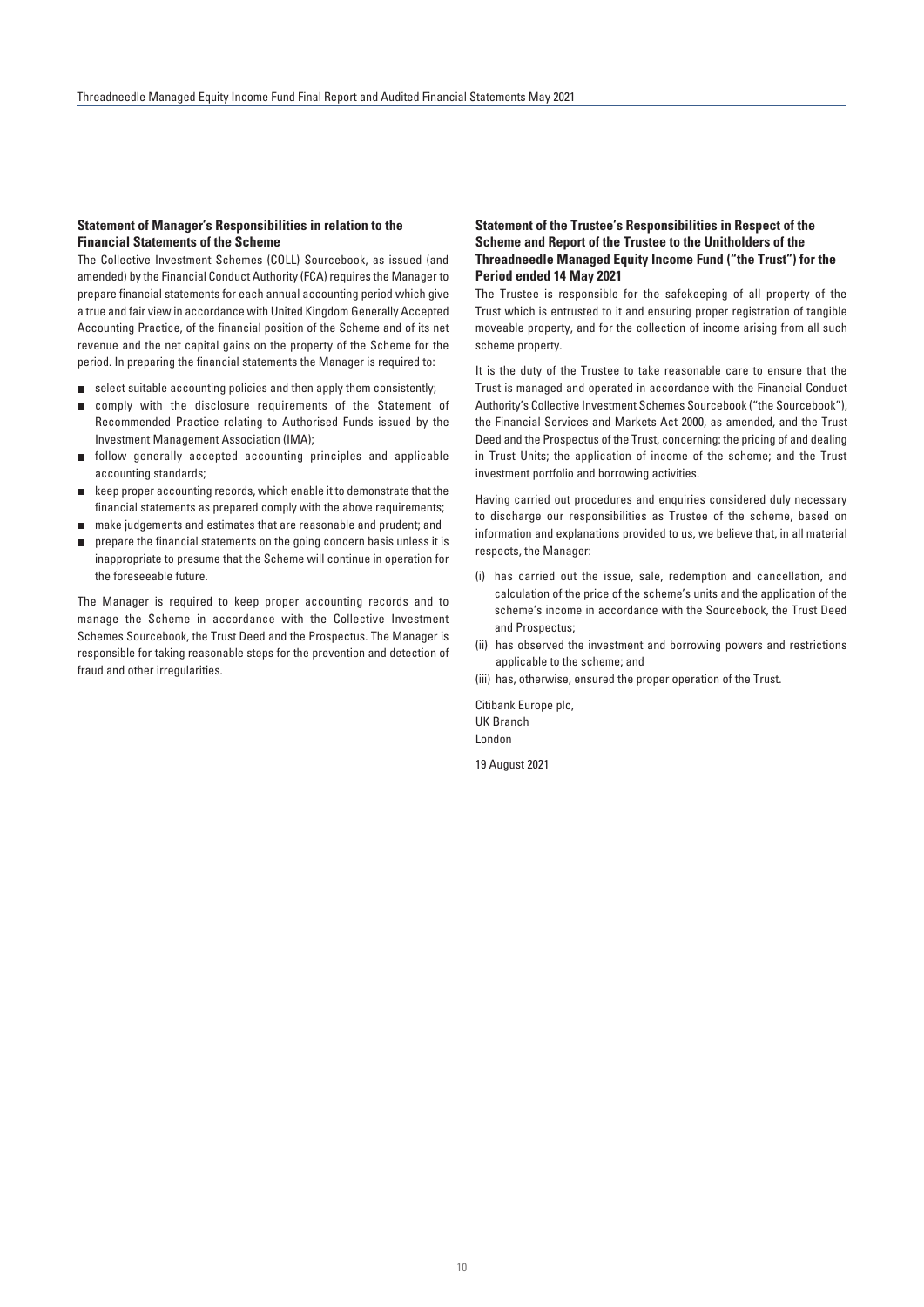### Statement of Manager's Responsibilities in relation to the Financial Statements of the Scheme

The Collective Investment Schemes (COLL) Sourcebook, as issued (and amended) by the Financial Conduct Authority (FCA) requires the Manager to prepare financial statements for each annual accounting period which give a true and fair view in accordance with United Kingdom Generally Accepted Accounting Practice, of the financial position of the Scheme and of its net revenue and the net capital gains on the property of the Scheme for the period. In preparing the financial statements the Manager is required to:

- select suitable accounting policies and then apply them consistently;
- comply with the disclosure requirements of the Statement of Recommended Practice relating to Authorised Funds issued by the Investment Management Association (IMA);
- follow generally accepted accounting principles and applicable accounting standards;
- keep proper accounting records, which enable it to demonstrate that the financial statements as prepared comply with the above requirements;
- make judgements and estimates that are reasonable and prudent; and
- prepare the financial statements on the going concern basis unless it is inappropriate to presume that the Scheme will continue in operation for the foreseeable future.

The Manager is required to keep proper accounting records and to manage the Scheme in accordance with the Collective Investment Schemes Sourcebook, the Trust Deed and the Prospectus. The Manager is responsible for taking reasonable steps for the prevention and detection of fraud and other irregularities.

### Statement of the Trustee's Responsibilities in Respect of the Scheme and Report of the Trustee to the Unitholders of the Threadneedle Managed Equity Income Fund ("the Trust") for the Period ended 14 May 2021

The Trustee is responsible for the safekeeping of all property of the Trust which is entrusted to it and ensuring proper registration of tangible moveable property, and for the collection of income arising from all such scheme property.

It is the duty of the Trustee to take reasonable care to ensure that the Trust is managed and operated in accordance with the Financial Conduct Authority's Collective Investment Schemes Sourcebook ("the Sourcebook"), the Financial Services and Markets Act 2000, as amended, and the Trust Deed and the Prospectus of the Trust, concerning: the pricing of and dealing in Trust Units; the application of income of the scheme; and the Trust investment portfolio and borrowing activities.

Having carried out procedures and enquiries considered duly necessary to discharge our responsibilities as Trustee of the scheme, based on information and explanations provided to us, we believe that, in all material respects, the Manager:

(i) has carried out the issue, sale, redemption and cancellation, and calculation of the price of the scheme's units and the application of the scheme's income in accordance with the Sourcebook, the Trust Deed and Prospectus;

(ii) has observed the investment and borrowing powers and restrictions applicable to the scheme; and

(iii) has, otherwise, ensured the proper operation of the Trust.

Citibank Europe plc,
UK Branch
London

19 August 2021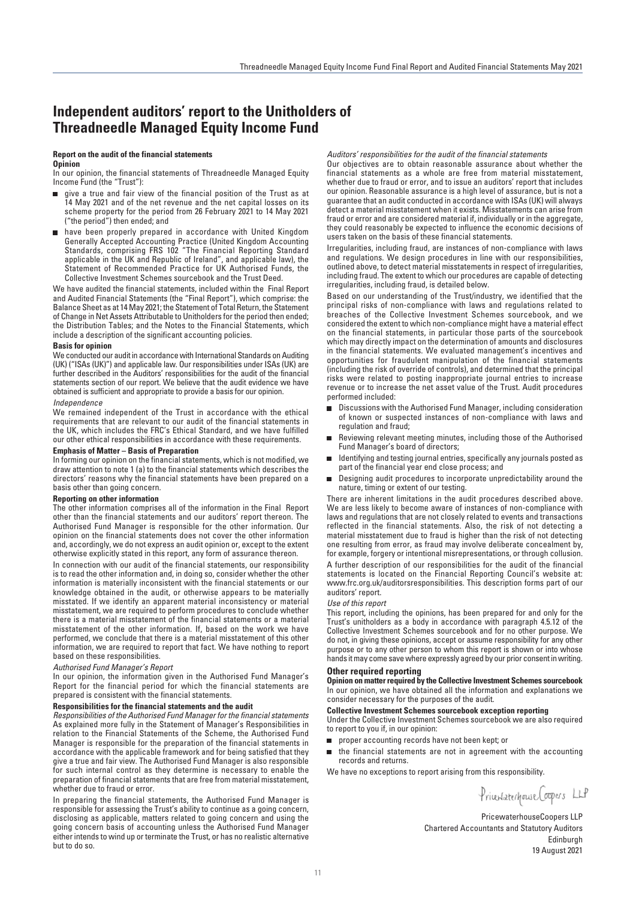# Independent auditors' report to the Unitholders of Threadneedle Managed Equity Income Fund

**Report on the audit of the financial statements**

**Opinion**

In our opinion, the financial statements of Threadneedle Managed Equity Income Fund (the "Trust"):

- give a true and fair view of the financial position of the Trust as at 14 May 2021 and of the net revenue and the net capital losses on its scheme property for the period from 26 February 2021 to 14 May 2021 ("the period") then ended; and
- have been properly prepared in accordance with United Kingdom Generally Accepted Accounting Practice (United Kingdom Accounting Standards, comprising FRS 102 "The Financial Reporting Standard applicable in the UK and Republic of Ireland", and applicable law), the Statement of Recommended Practice for UK Authorised Funds, the Collective Investment Schemes sourcebook and the Trust Deed.

We have audited the financial statements, included within the Final Report and Audited Financial Statements (the "Final Report"), which comprise: the Balance Sheet as at 14 May 2021; the Statement of Total Return, the Statement of Change in Net Assets Attributable to Unitholders for the period then ended; the Distribution Tables; and the Notes to the Financial Statements, which include a description of the significant accounting policies.

**Basis for opinion**

We conducted our audit in accordance with International Standards on Auditing (UK) ("ISAs (UK)") and applicable law. Our responsibilities under ISAs (UK) are further described in the Auditors' responsibilities for the audit of the financial statements section of our report. We believe that the audit evidence we have obtained is sufficient and appropriate to provide a basis for our opinion.

*Independence*

We remained independent of the Trust in accordance with the ethical requirements that are relevant to our audit of the financial statements in the UK, which includes the FRC's Ethical Standard, and we have fulfilled our other ethical responsibilities in accordance with these requirements.

**Emphasis of Matter – Basis of Preparation**

In forming our opinion on the financial statements, which is not modified, we draw attention to note 1 (a) to the financial statements which describes the directors' reasons why the financial statements have been prepared on a basis other than going concern.

**Reporting on other information**

The other information comprises all of the information in the Final Report other than the financial statements and our auditors' report thereon. The Authorised Fund Manager is responsible for the other information. Our opinion on the financial statements does not cover the other information and, accordingly, we do not express an audit opinion or, except to the extent otherwise explicitly stated in this report, any form of assurance thereon.

In connection with our audit of the financial statements, our responsibility is to read the other information and, in doing so, consider whether the other information is materially inconsistent with the financial statements or our knowledge obtained in the audit, or otherwise appears to be materially misstated. If we identify an apparent material inconsistency or material misstatement, we are required to perform procedures to conclude whether there is a material misstatement of the financial statements or a material misstatement of the other information. If, based on the work we have performed, we conclude that there is a material misstatement of this other information, we are required to report that fact. We have nothing to report based on these responsibilities.

*Authorised Fund Manager's Report*

In our opinion, the information given in the Authorised Fund Manager's Report for the financial period for which the financial statements are prepared is consistent with the financial statements.

**Responsibilities for the financial statements and the audit**

*Responsibilities of the Authorised Fund Manager for the financial statements*

As explained more fully in the Statement of Manager's Responsibilities in relation to the Financial Statements of the Scheme, the Authorised Fund Manager is responsible for the preparation of the financial statements in accordance with the applicable framework and for being satisfied that they give a true and fair view. The Authorised Fund Manager is also responsible for such internal control as they determine is necessary to enable the preparation of financial statements that are free from material misstatement, whether due to fraud or error.

In preparing the financial statements, the Authorised Fund Manager is responsible for assessing the Trust's ability to continue as a going concern, disclosing as applicable, matters related to going concern and using the going concern basis of accounting unless the Authorised Fund Manager either intends to wind up or terminate the Trust, or has no realistic alternative but to do so.

*Auditors' responsibilities for the audit of the financial statements*

Our objectives are to obtain reasonable assurance about whether the financial statements as a whole are free from material misstatement, whether due to fraud or error, and to issue an auditors' report that includes our opinion. Reasonable assurance is a high level of assurance, but is not a guarantee that an audit conducted in accordance with ISAs (UK) will always detect a material misstatement when it exists. Misstatements can arise from fraud or error and are considered material if, individually or in the aggregate, they could reasonably be expected to influence the economic decisions of users taken on the basis of these financial statements.

Irregularities, including fraud, are instances of non-compliance with laws and regulations. We design procedures in line with our responsibilities, outlined above, to detect material misstatements in respect of irregularities, including fraud. The extent to which our procedures are capable of detecting irregularities, including fraud, is detailed below.

Based on our understanding of the Trust/industry, we identified that the principal risks of non-compliance with laws and regulations related to breaches of the Collective Investment Schemes sourcebook, and we considered the extent to which non-compliance might have a material effect on the financial statements, in particular those parts of the sourcebook which may directly impact on the determination of amounts and disclosures in the financial statements. We evaluated management's incentives and opportunities for fraudulent manipulation of the financial statements (including the risk of override of controls), and determined that the principal risks were related to posting inappropriate journal entries to increase revenue or to increase the net asset value of the Trust. Audit procedures performed included:

- Discussions with the Authorised Fund Manager, including consideration of known or suspected instances of non-compliance with laws and regulation and fraud;
- Reviewing relevant meeting minutes, including those of the Authorised Fund Manager's board of directors;
- Identifying and testing journal entries, specifically any journals posted as part of the financial year end close process; and
- Designing audit procedures to incorporate unpredictability around the nature, timing or extent of our testing.

There are inherent limitations in the audit procedures described above. We are less likely to become aware of instances of non-compliance with laws and regulations that are not closely related to events and transactions reflected in the financial statements. Also, the risk of not detecting a material misstatement due to fraud is higher than the risk of not detecting one resulting from error, as fraud may involve deliberate concealment by, for example, forgery or intentional misrepresentations, or through collusion.

A further description of our responsibilities for the audit of the financial statements is located on the Financial Reporting Council's website at: www.frc.org.uk/auditorsresponsibilities. This description forms part of our auditors' report.

*Use of this report*

This report, including the opinions, has been prepared for and only for the Trust's unitholders as a body in accordance with paragraph 4.5.12 of the Collective Investment Schemes sourcebook and for no other purpose. We do not, in giving these opinions, accept or assume responsibility for any other purpose or to any other person to whom this report is shown or into whose hands it may come save where expressly agreed by our prior consent in writing.

**Other required reporting**

**Opinion on matter required by the Collective Investment Schemes sourcebook**

In our opinion, we have obtained all the information and explanations we consider necessary for the purposes of the audit.

**Collective Investment Schemes sourcebook exception reporting**

Under the Collective Investment Schemes sourcebook we are also required to report to you if, in our opinion:

- proper accounting records have not been kept; or
- the financial statements are not in agreement with the accounting records and returns.

We have no exceptions to report arising from this responsibility.

PricewaterhouseCoopers LLP

PricewaterhouseCoopers LLP
Chartered Accountants and Statutory Auditors
Edinburgh
19 August 2021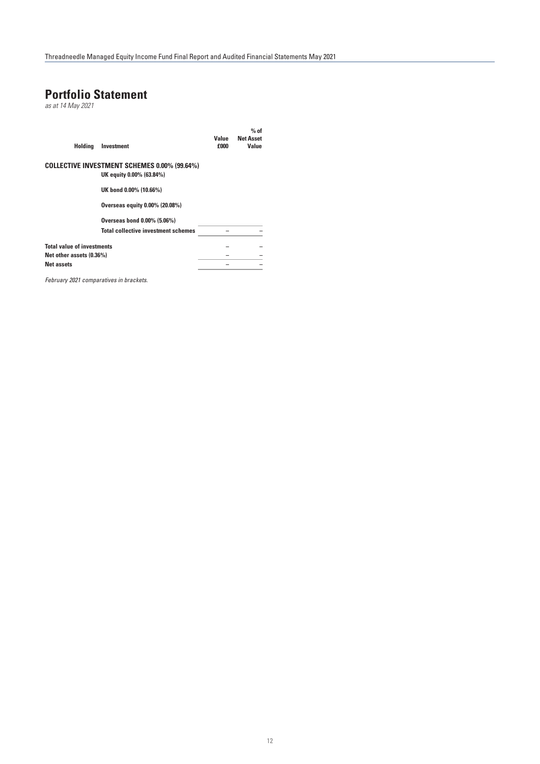# Portfolio Statement

*as at 14 May 2021*

| Holding | Investment | Value £000 | % of Net Asset Value |
|---|---|---|---|
| **COLLECTIVE INVESTMENT SCHEMES 0.00% (99.64%)** | | | |
| | **UK equity 0.00% (63.84%)** | | |
| | **UK bond 0.00% (10.66%)** | | |
| | **Overseas equity 0.00% (20.08%)** | | |
| | **Overseas bond 0.00% (5.06%)** | | |
| | **Total collective investment schemes** | – | – |
| **Total value of investments** | | – | – |
| **Net other assets (0.36%)** | | – | – |
| **Net assets** | | – | – |

*February 2021 comparatives in brackets.*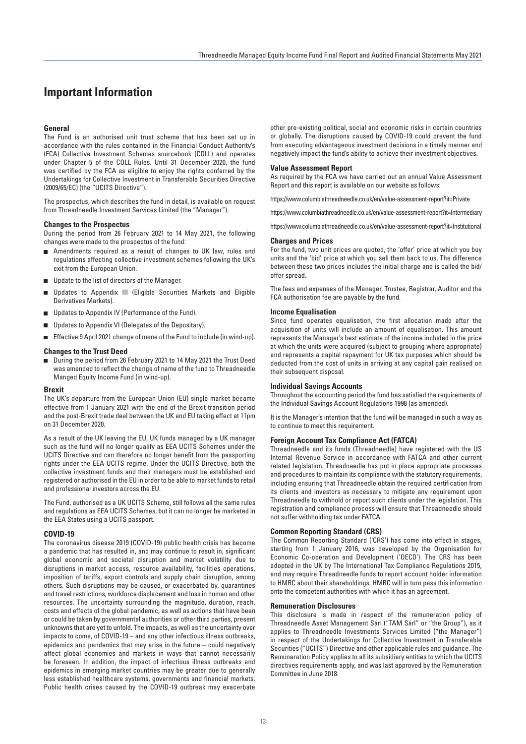# Important Information

### General

The Fund is an authorised unit trust scheme that has been set up in accordance with the rules contained in the Financial Conduct Authority's (FCA) Collective Investment Schemes sourcebook (COLL) and operates under Chapter 5 of the COLL Rules. Until 31 December 2020, the fund was certified by the FCA as eligible to enjoy the rights conferred by the Undertakings for Collective Investment in Transferable Securities Directive (2009/65/EC) (the "UCITS Directive").

The prospectus, which describes the fund in detail, is available on request from Threadneedle Investment Services Limited (the "Manager").

### Changes to the Prospectus

During the period from 26 February 2021 to 14 May 2021, the following changes were made to the prospectus of the fund:

- Amendments required as a result of changes to UK law, rules and regulations affecting collective investment schemes following the UK's exit from the European Union.
- Update to the list of directors of the Manager.
- Updates to Appendix III (Eligible Securities Markets and Eligible Derivatives Markets).
- Updates to Appendix IV (Performance of the Fund).
- Updates to Appendix VI (Delegates of the Depositary).
- Effective 9 April 2021 change of name of the Fund to include (in wind-up).

### Changes to the Trust Deed

- During the period from 26 February 2021 to 14 May 2021 the Trust Deed was amended to reflect the change of name of the fund to Threadneedle Manged Equity Income Fund (in wind-up).

### Brexit

The UK's departure from the European Union (EU) single market became effective from 1 January 2021 with the end of the Brexit transition period and the post-Brexit trade deal between the UK and EU taking effect at 11pm on 31 December 2020.

As a result of the UK leaving the EU, UK funds managed by a UK manager such as the fund will no longer qualify as EEA UCITS Schemes under the UCITS Directive and can therefore no longer benefit from the passporting rights under the EEA UCITS regime. Under the UCITS Directive, both the collective investment funds and their managers must be established and registered or authorised in the EU in order to be able to market funds to retail and professional investors across the EU.

The Fund, authorised as a UK UCITS Scheme, still follows all the same rules and regulations as EEA UCITS Schemes, but it can no longer be marketed in the EEA States using a UCITS passport.

### COVID-19

The coronavirus disease 2019 (COVID-19) public health crisis has become a pandemic that has resulted in, and may continue to result in, significant global economic and societal disruption and market volatility due to disruptions in market access, resource availability, facilities operations, imposition of tariffs, export controls and supply chain disruption, among others. Such disruptions may be caused, or exacerbated by, quarantines and travel restrictions, workforce displacement and loss in human and other resources. The uncertainty surrounding the magnitude, duration, reach, costs and effects of the global pandemic, as well as actions that have been or could be taken by governmental authorities or other third parties, present unknowns that are yet to unfold. The impacts, as well as the uncertainty over impacts to come, of COVID-19 – and any other infectious illness outbreaks, epidemics and pandemics that may arise in the future – could negatively affect global economies and markets in ways that cannot necessarily be foreseen. In addition, the impact of infectious illness outbreaks and epidemics in emerging market countries may be greater due to generally less established healthcare systems, governments and financial markets. Public health crises caused by the COVID-19 outbreak may exacerbate other pre-existing political, social and economic risks in certain countries or globally. The disruptions caused by COVID-19 could prevent the fund from executing advantageous investment decisions in a timely manner and negatively impact the fund's ability to achieve their investment objectives.

### Value Assessment Report

As required by the FCA we have carried out an annual Value Assessment Report and this report is available on our website as follows:

https://www.columbiathreadneedle.co.uk/en/value-assessment-report?it=Private

https://www.columbiathreadneedle.co.uk/en/value-assessment-report?it=Intermediary

https://www.columbiathreadneedle.co.uk/en/value-assessment-report?it=Institutional

### Charges and Prices

For the fund, two unit prices are quoted, the 'offer' price at which you buy units and the 'bid' price at which you sell them back to us. The difference between these two prices includes the initial charge and is called the bid/offer spread.

The fees and expenses of the Manager, Trustee, Registrar, Auditor and the FCA authorisation fee are payable by the fund.

### Income Equalisation

Since fund operates equalisation, the first allocation made after the acquisition of units will include an amount of equalisation. This amount represents the Manager's best estimate of the income included in the price at which the units were acquired (subject to grouping where appropriate) and represents a capital repayment for UK tax purposes which should be deducted from the cost of units in arriving at any capital gain realised on their subsequent disposal.

### Individual Savings Accounts

Throughout the accounting period the fund has satisfied the requirements of the Individual Savings Account Regulations 1998 (as amended).

It is the Manager's intention that the fund will be managed in such a way as to continue to meet this requirement.

### Foreign Account Tax Compliance Act (FATCA)

Threadneedle and its funds (Threadneedle) have registered with the US Internal Revenue Service in accordance with FATCA and other current related legislation. Threadneedle has put in place appropriate processes and procedures to maintain its compliance with the statutory requirements, including ensuring that Threadneedle obtain the required certification from its clients and investors as necessary to mitigate any requirement upon Threadneedle to withhold or report such clients under the legislation. This registration and compliance process will ensure that Threadneedle should not suffer withholding tax under FATCA.

### Common Reporting Standard (CRS)

The Common Reporting Standard ('CRS') has come into effect in stages, starting from 1 January 2016, was developed by the Organisation for Economic Co-operation and Development ('OECD'). The CRS has been adopted in the UK by The International Tax Compliance Regulations 2015, and may require Threadneedle funds to report account holder information to HMRC about their shareholdings. HMRC will in turn pass this information onto the competent authorities with which it has an agreement.

### Remuneration Disclosures

This disclosure is made in respect of the remuneration policy of Threadneedle Asset Management Sárl ("TAM Sárl" or "the Group"), as it applies to Threadneedle Investments Services Limited ("the Manager") in respect of the Undertakings for Collective Investment in Transferable Securities ("UCITS") Directive and other applicable rules and guidance. The Remuneration Policy applies to all its subsidiary entities to which the UCITS directives requirements apply, and was last approved by the Remuneration Committee in June 2018.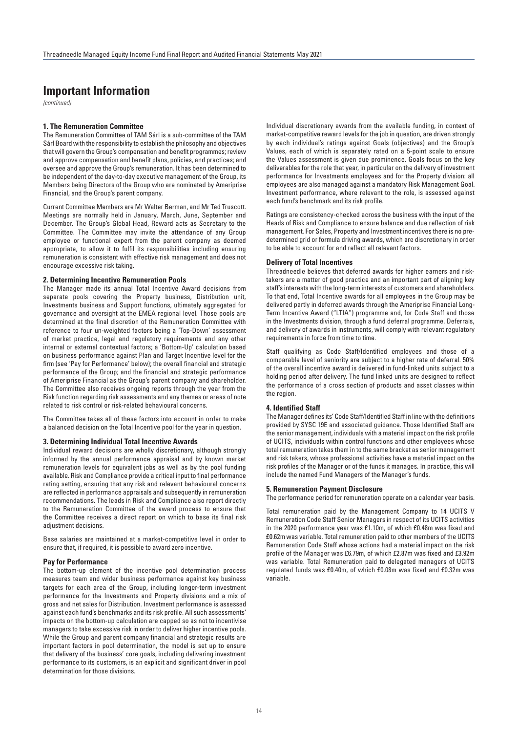# Important Information

*(continued)*

### 1. The Remuneration Committee

The Remuneration Committee of TAM Sárl is a sub-committee of the TAM Sárl Board with the responsibility to establish the philosophy and objectives that will govern the Group's compensation and benefit programmes; review and approve compensation and benefit plans, policies, and practices; and oversee and approve the Group's remuneration. It has been determined to be independent of the day-to-day executive management of the Group, its Members being Directors of the Group who are nominated by Ameriprise Financial, and the Group's parent company.

Current Committee Members are Mr Walter Berman, and Mr Ted Truscott. Meetings are normally held in January, March, June, September and December. The Group's Global Head, Reward acts as Secretary to the Committee. The Committee may invite the attendance of any Group employee or functional expert from the parent company as deemed appropriate, to allow it to fulfil its responsibilities including ensuring remuneration is consistent with effective risk management and does not encourage excessive risk taking.

### 2. Determining Incentive Remuneration Pools

The Manager made its annual Total Incentive Award decisions from separate pools covering the Property business, Distribution unit, Investments business and Support functions, ultimately aggregated for governance and oversight at the EMEA regional level. Those pools are determined at the final discretion of the Remuneration Committee with reference to four un-weighted factors being a 'Top-Down' assessment of market practice, legal and regulatory requirements and any other internal or external contextual factors; a 'Bottom-Up' calculation based on business performance against Plan and Target Incentive level for the firm (see 'Pay for Performance' below); the overall financial and strategic performance of the Group; and the financial and strategic performance of Ameriprise Financial as the Group's parent company and shareholder. The Committee also receives ongoing reports through the year from the Risk function regarding risk assessments and any themes or areas of note related to risk control or risk-related behavioural concerns.

The Committee takes all of these factors into account in order to make a balanced decision on the Total Incentive pool for the year in question.

### 3. Determining Individual Total Incentive Awards

Individual reward decisions are wholly discretionary, although strongly informed by the annual performance appraisal and by known market remuneration levels for equivalent jobs as well as by the pool funding available. Risk and Compliance provide a critical input to final performance rating setting, ensuring that any risk and relevant behavioural concerns are reflected in performance appraisals and subsequently in remuneration recommendations. The leads in Risk and Compliance also report directly to the Remuneration Committee of the award process to ensure that the Committee receives a direct report on which to base its final risk adjustment decisions.

Base salaries are maintained at a market-competitive level in order to ensure that, if required, it is possible to award zero incentive.

#### Pay for Performance

The bottom-up element of the incentive pool determination process measures team and wider business performance against key business targets for each area of the Group, including longer-term investment performance for the Investments and Property divisions and a mix of gross and net sales for Distribution. Investment performance is assessed against each fund's benchmarks and its risk profile. All such assessments' impacts on the bottom-up calculation are capped so as not to incentivise managers to take excessive risk in order to deliver higher incentive pools. While the Group and parent company financial and strategic results are important factors in pool determination, the model is set up to ensure that delivery of the business' core goals, including delivering investment performance to its customers, is an explicit and significant driver in pool determination for those divisions.

Individual discretionary awards from the available funding, in context of market-competitive reward levels for the job in question, are driven strongly by each individual's ratings against Goals (objectives) and the Group's Values, each of which is separately rated on a 5-point scale to ensure the Values assessment is given due prominence. Goals focus on the key deliverables for the role that year, in particular on the delivery of investment performance for Investments employees and for the Property division: all employees are also managed against a mandatory Risk Management Goal. Investment performance, where relevant to the role, is assessed against each fund's benchmark and its risk profile.

Ratings are consistency-checked across the business with the input of the Heads of Risk and Compliance to ensure balance and due reflection of risk management. For Sales, Property and Investment incentives there is no pre-determined grid or formula driving awards, which are discretionary in order to be able to account for and reflect all relevant factors.

#### Delivery of Total Incentives

Threadneedle believes that deferred awards for higher earners and risk-takers are a matter of good practice and an important part of aligning key staff's interests with the long-term interests of customers and shareholders. To that end, Total Incentive awards for all employees in the Group may be delivered partly in deferred awards through the Ameriprise Financial Long-Term Incentive Award ("LTIA") programme and, for Code Staff and those in the Investments division, through a fund deferral programme. Deferrals, and delivery of awards in instruments, will comply with relevant regulatory requirements in force from time to time.

Staff qualifying as Code Staff/Identified employees and those of a comparable level of seniority are subject to a higher rate of deferral. 50% of the overall incentive award is delivered in fund-linked units subject to a holding period after delivery. The fund linked units are designed to reflect the performance of a cross section of products and asset classes within the region.

### 4. Identified Staff

The Manager defines its' Code Staff/Identified Staff in line with the definitions provided by SYSC 19E and associated guidance. Those Identified Staff are the senior management, individuals with a material impact on the risk profile of UCITS, individuals within control functions and other employees whose total remuneration takes them in to the same bracket as senior management and risk takers, whose professional activities have a material impact on the risk profiles of the Manager or of the funds it manages. In practice, this will include the named Fund Managers of the Manager's funds.

### 5. Remuneration Payment Disclosure

The performance period for remuneration operate on a calendar year basis.

Total remuneration paid by the Management Company to 14 UCITS V Remuneration Code Staff Senior Managers in respect of its UCITS activities in the 2020 performance year was £1.10m, of which £0.48m was fixed and £0.62m was variable. Total remuneration paid to other members of the UCITS Remuneration Code Staff whose actions had a material impact on the risk profile of the Manager was £6.79m, of which £2.87m was fixed and £3.92m was variable. Total Remuneration paid to delegated managers of UCITS regulated funds was £0.40m, of which £0.08m was fixed and £0.32m was variable.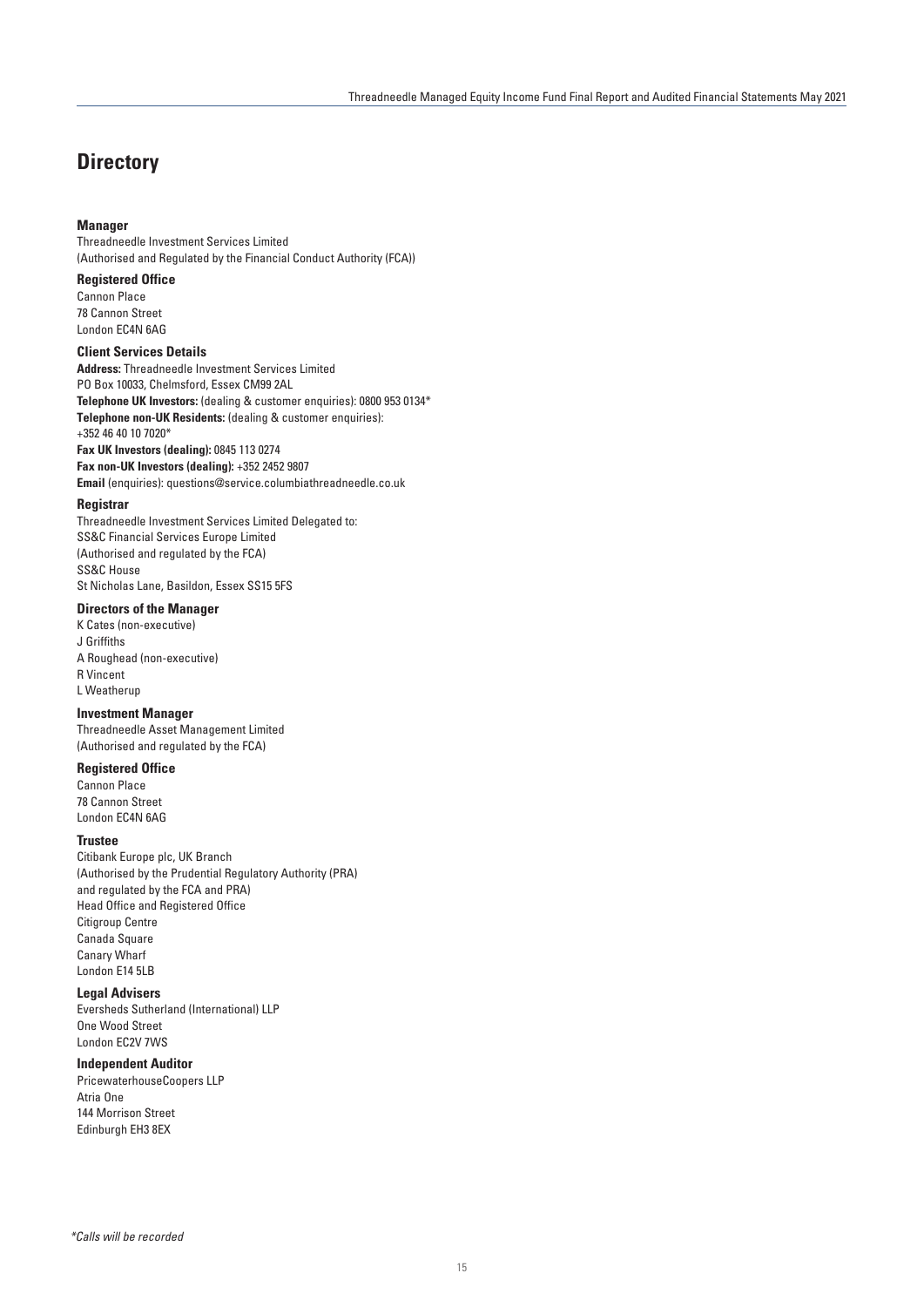# Directory

### Manager

Threadneedle Investment Services Limited
(Authorised and Regulated by the Financial Conduct Authority (FCA))

### Registered Office

Cannon Place
78 Cannon Street
London EC4N 6AG

### Client Services Details

**Address:** Threadneedle Investment Services Limited
PO Box 10033, Chelmsford, Essex CM99 2AL
**Telephone UK Investors:** (dealing & customer enquiries): 0800 953 0134*
**Telephone non-UK Residents:** (dealing & customer enquiries):
+352 46 40 10 7020*
**Fax UK Investors (dealing):** 0845 113 0274
**Fax non-UK Investors (dealing):** +352 2452 9807
**Email** (enquiries): questions@service.columbiathreadneedle.co.uk

### Registrar

Threadneedle Investment Services Limited Delegated to:
SS&C Financial Services Europe Limited
(Authorised and regulated by the FCA)
SS&C House
St Nicholas Lane, Basildon, Essex SS15 5FS

### Directors of the Manager

K Cates (non-executive)
J Griffiths
A Roughead (non-executive)
R Vincent
L Weatherup

### Investment Manager

Threadneedle Asset Management Limited
(Authorised and regulated by the FCA)

### Registered Office

Cannon Place
78 Cannon Street
London EC4N 6AG

### Trustee

Citibank Europe plc, UK Branch
(Authorised by the Prudential Regulatory Authority (PRA)
and regulated by the FCA and PRA)
Head Office and Registered Office
Citigroup Centre
Canada Square
Canary Wharf
London E14 5LB

### Legal Advisers

Eversheds Sutherland (International) LLP
One Wood Street
London EC2V 7WS

### Independent Auditor

PricewaterhouseCoopers LLP
Atria One
144 Morrison Street
Edinburgh EH3 8EX

*\*Calls will be recorded*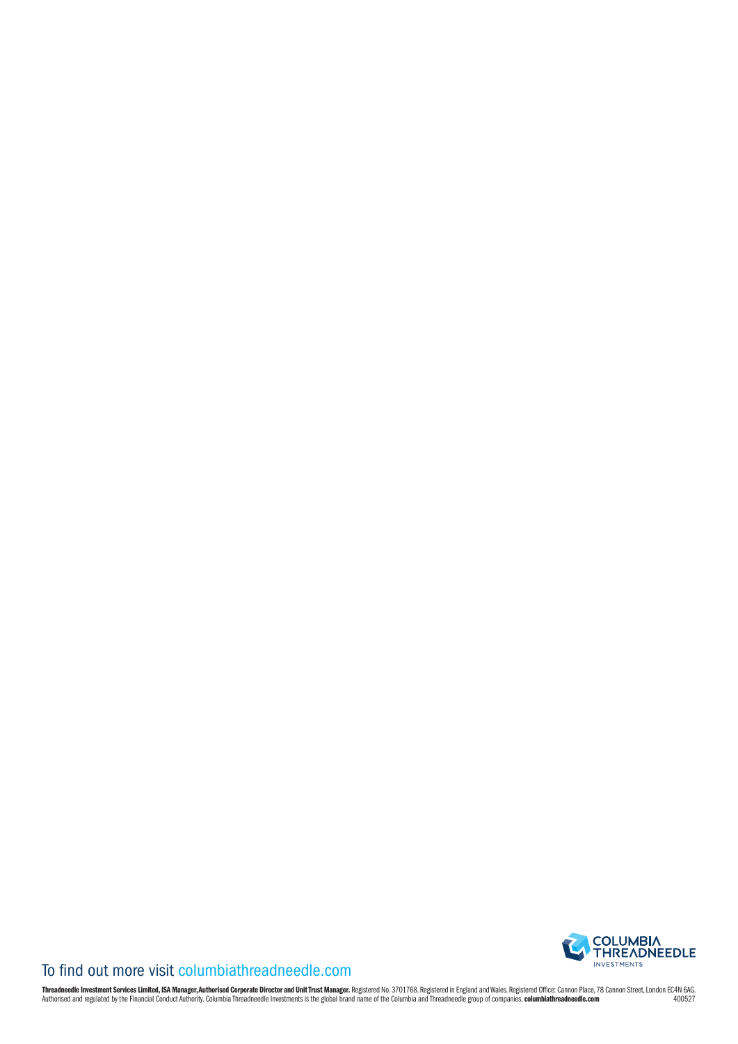COLUMBIA THREADNEEDLE INVESTMENTS

To find out more visit columbiathreadneedle.com

**Threadneedle Investment Services Limited, ISA Manager, Authorised Corporate Director and Unit Trust Manager.** Registered No. 3701768. Registered in England and Wales. Registered Office: Cannon Place, 78 Cannon Street, London EC4N 6AG. Authorised and regulated by the Financial Conduct Authority. Columbia Threadneedle Investments is the global brand name of the Columbia and Threadneedle group of companies. **columbiathreadneedle.com**

400527